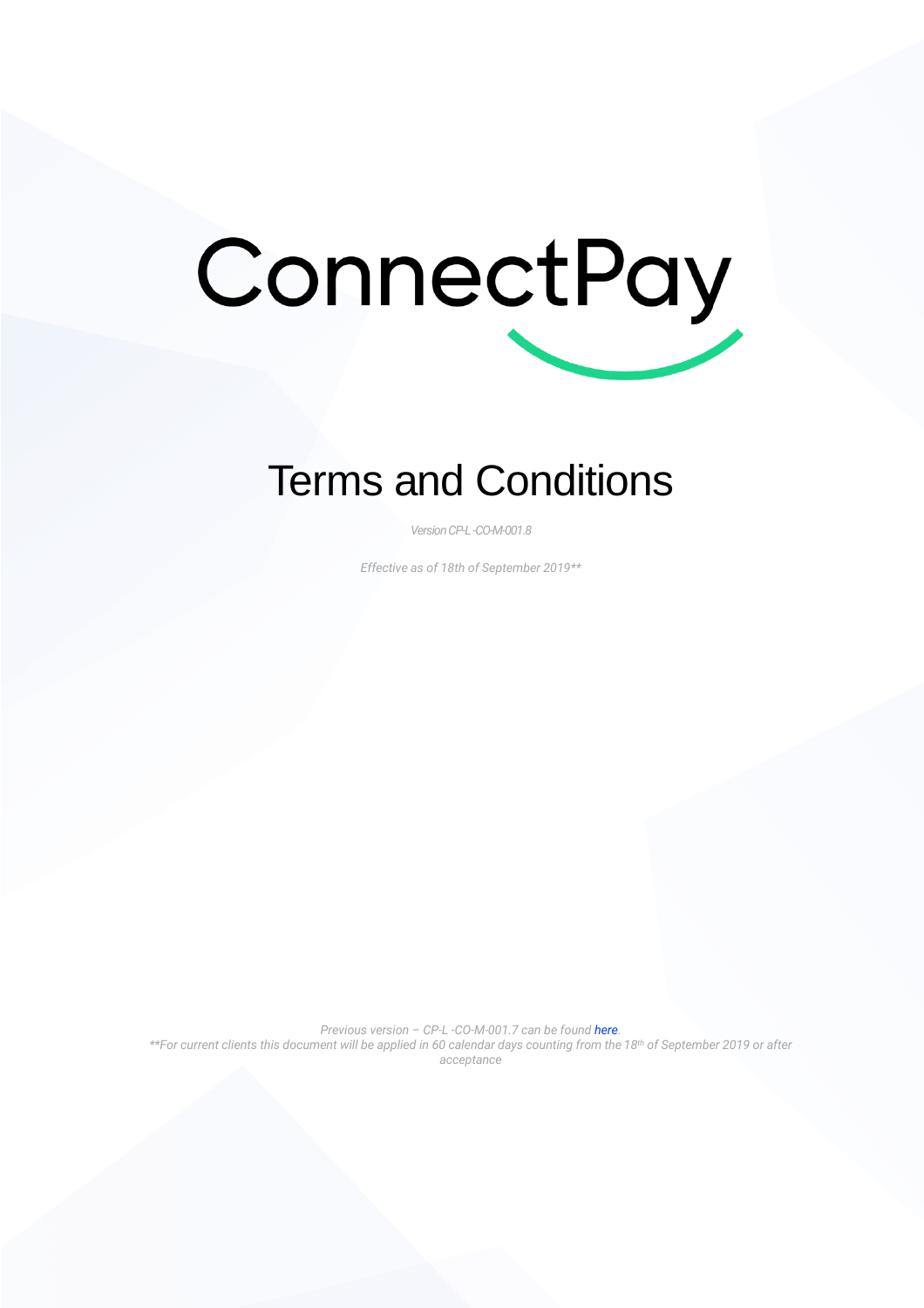# ConnectPay

# Terms and Conditions

*Version CP-L -CO-M-001.8*

*Effective as of 18th of September 2019\*\**

*Previous version – CP-L -CO-M-001.7 can be found [here](#).*

*\*\*For current clients this document will be applied in 60 calendar days counting from the 18th of September 2019 or after acceptance*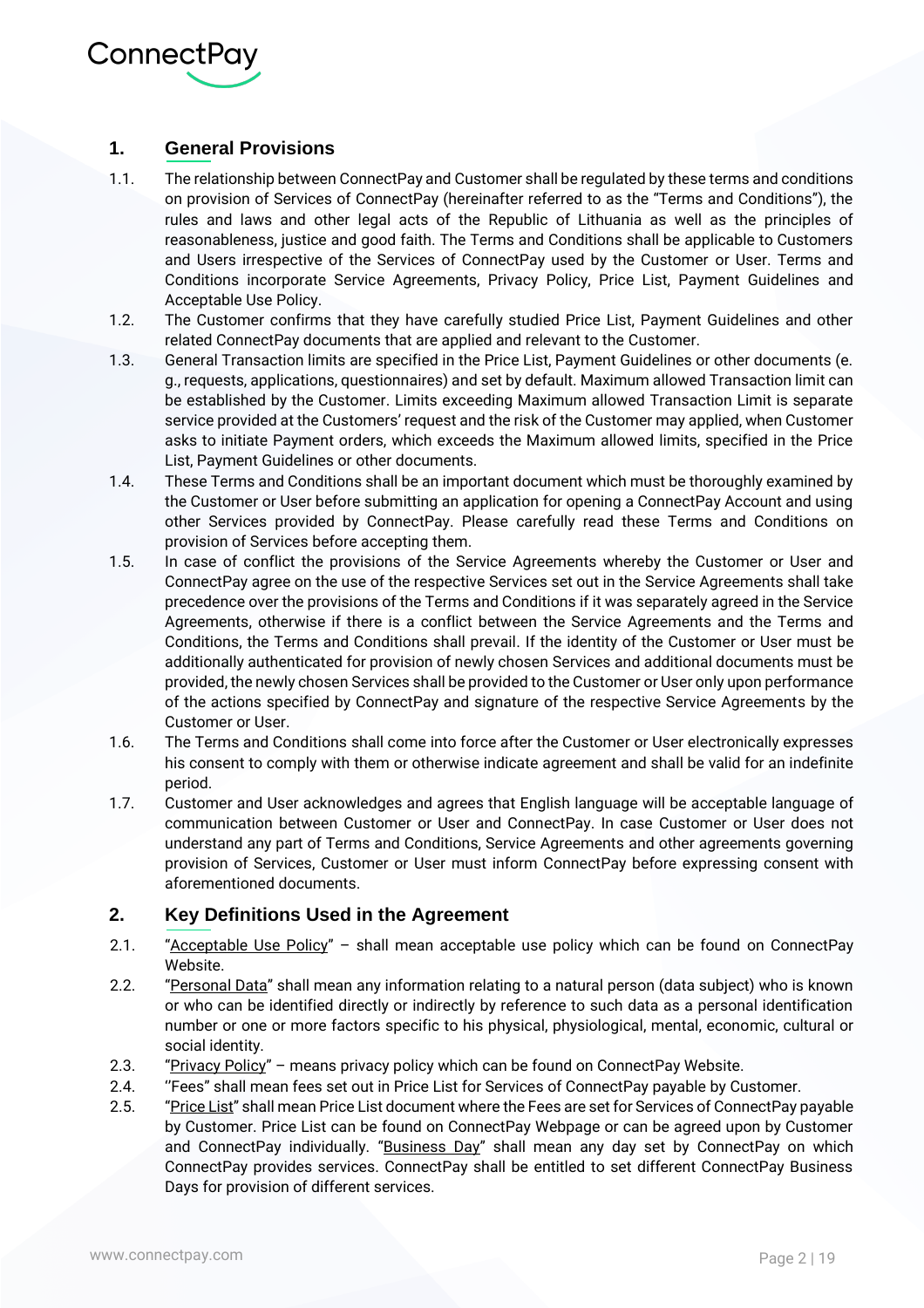## 1. General Provisions

1.1. The relationship between ConnectPay and Customer shall be regulated by these terms and conditions on provision of Services of ConnectPay (hereinafter referred to as the "Terms and Conditions"), the rules and laws and other legal acts of the Republic of Lithuania as well as the principles of reasonableness, justice and good faith. The Terms and Conditions shall be applicable to Customers and Users irrespective of the Services of ConnectPay used by the Customer or User. Terms and Conditions incorporate Service Agreements, Privacy Policy, Price List, Payment Guidelines and Acceptable Use Policy.

1.2. The Customer confirms that they have carefully studied Price List, Payment Guidelines and other related ConnectPay documents that are applied and relevant to the Customer.

1.3. General Transaction limits are specified in the Price List, Payment Guidelines or other documents (e. g., requests, applications, questionnaires) and set by default. Maximum allowed Transaction limit can be established by the Customer. Limits exceeding Maximum allowed Transaction Limit is separate service provided at the Customers' request and the risk of the Customer may applied, when Customer asks to initiate Payment orders, which exceeds the Maximum allowed limits, specified in the Price List, Payment Guidelines or other documents.

1.4. These Terms and Conditions shall be an important document which must be thoroughly examined by the Customer or User before submitting an application for opening a ConnectPay Account and using other Services provided by ConnectPay. Please carefully read these Terms and Conditions on provision of Services before accepting them.

1.5. In case of conflict the provisions of the Service Agreements whereby the Customer or User and ConnectPay agree on the use of the respective Services set out in the Service Agreements shall take precedence over the provisions of the Terms and Conditions if it was separately agreed in the Service Agreements, otherwise if there is a conflict between the Service Agreements and the Terms and Conditions, the Terms and Conditions shall prevail. If the identity of the Customer or User must be additionally authenticated for provision of newly chosen Services and additional documents must be provided, the newly chosen Services shall be provided to the Customer or User only upon performance of the actions specified by ConnectPay and signature of the respective Service Agreements by the Customer or User.

1.6. The Terms and Conditions shall come into force after the Customer or User electronically expresses his consent to comply with them or otherwise indicate agreement and shall be valid for an indefinite period.

1.7. Customer and User acknowledges and agrees that English language will be acceptable language of communication between Customer or User and ConnectPay. In case Customer or User does not understand any part of Terms and Conditions, Service Agreements and other agreements governing provision of Services, Customer or User must inform ConnectPay before expressing consent with aforementioned documents.

## 2. Key Definitions Used in the Agreement

2.1. "Acceptable Use Policy" – shall mean acceptable use policy which can be found on ConnectPay Website.

2.2. "Personal Data" shall mean any information relating to a natural person (data subject) who is known or who can be identified directly or indirectly by reference to such data as a personal identification number or one or more factors specific to his physical, physiological, mental, economic, cultural or social identity.

2.3. "Privacy Policy" – means privacy policy which can be found on ConnectPay Website.

2.4. "Fees" shall mean fees set out in Price List for Services of ConnectPay payable by Customer.

2.5. "Price List" shall mean Price List document where the Fees are set for Services of ConnectPay payable by Customer. Price List can be found on ConnectPay Webpage or can be agreed upon by Customer and ConnectPay individually. "Business Day" shall mean any day set by ConnectPay on which ConnectPay provides services. ConnectPay shall be entitled to set different ConnectPay Business Days for provision of different services.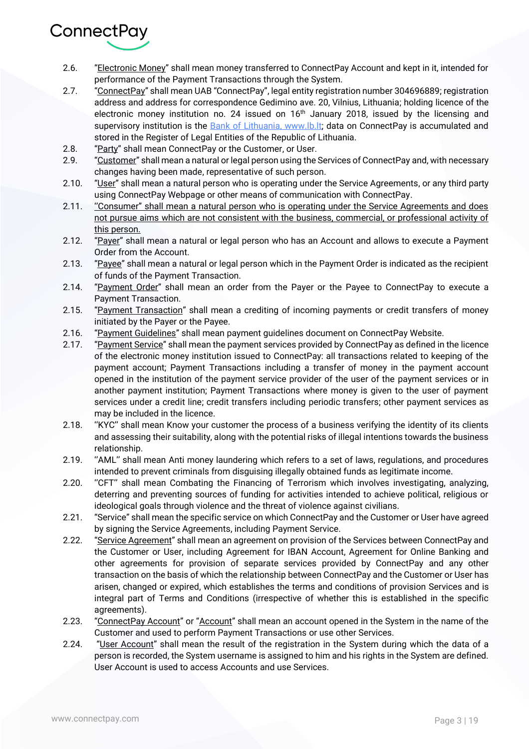2.6. "Electronic Money" shall mean money transferred to ConnectPay Account and kept in it, intended for performance of the Payment Transactions through the System.

2.7. "ConnectPay" shall mean UAB "ConnectPay", legal entity registration number 304696889; registration address and address for correspondence Gedimino ave. 20, Vilnius, Lithuania; holding licence of the electronic money institution no. 24 issued on 16th January 2018, issued by the licensing and supervisory institution is the Bank of Lithuania, www.lb.lt; data on ConnectPay is accumulated and stored in the Register of Legal Entities of the Republic of Lithuania.

2.8. "Party" shall mean ConnectPay or the Customer, or User.

2.9. "Customer" shall mean a natural or legal person using the Services of ConnectPay and, with necessary changes having been made, representative of such person.

2.10. "User" shall mean a natural person who is operating under the Service Agreements, or any third party using ConnectPay Webpage or other means of communication with ConnectPay.

2.11. "Consumer" shall mean a natural person who is operating under the Service Agreements and does not pursue aims which are not consistent with the business, commercial, or professional activity of this person.

2.12. "Payer" shall mean a natural or legal person who has an Account and allows to execute a Payment Order from the Account.

2.13. "Payee" shall mean a natural or legal person which in the Payment Order is indicated as the recipient of funds of the Payment Transaction.

2.14. "Payment Order" shall mean an order from the Payer or the Payee to ConnectPay to execute a Payment Transaction.

2.15. "Payment Transaction" shall mean a crediting of incoming payments or credit transfers of money initiated by the Payer or the Payee.

2.16. "Payment Guidelines" shall mean payment guidelines document on ConnectPay Website.

2.17. "Payment Service" shall mean the payment services provided by ConnectPay as defined in the licence of the electronic money institution issued to ConnectPay: all transactions related to keeping of the payment account; Payment Transactions including a transfer of money in the payment account opened in the institution of the payment service provider of the user of the payment services or in another payment institution; Payment Transactions where money is given to the user of payment services under a credit line; credit transfers including periodic transfers; other payment services as may be included in the licence.

2.18. "KYC" shall mean Know your customer the process of a business verifying the identity of its clients and assessing their suitability, along with the potential risks of illegal intentions towards the business relationship.

2.19. "AML" shall mean Anti money laundering which refers to a set of laws, regulations, and procedures intended to prevent criminals from disguising illegally obtained funds as legitimate income.

2.20. "CFT" shall mean Combating the Financing of Terrorism which involves investigating, analyzing, deterring and preventing sources of funding for activities intended to achieve political, religious or ideological goals through violence and the threat of violence against civilians.

2.21. "Service" shall mean the specific service on which ConnectPay and the Customer or User have agreed by signing the Service Agreements, including Payment Service.

2.22. "Service Agreement" shall mean an agreement on provision of the Services between ConnectPay and the Customer or User, including Agreement for IBAN Account, Agreement for Online Banking and other agreements for provision of separate services provided by ConnectPay and any other transaction on the basis of which the relationship between ConnectPay and the Customer or User has arisen, changed or expired, which establishes the terms and conditions of provision Services and is integral part of Terms and Conditions (irrespective of whether this is established in the specific agreements).

2.23. "ConnectPay Account" or "Account" shall mean an account opened in the System in the name of the Customer and used to perform Payment Transactions or use other Services.

2.24. "User Account" shall mean the result of the registration in the System during which the data of a person is recorded, the System username is assigned to him and his rights in the System are defined. User Account is used to access Accounts and use Services.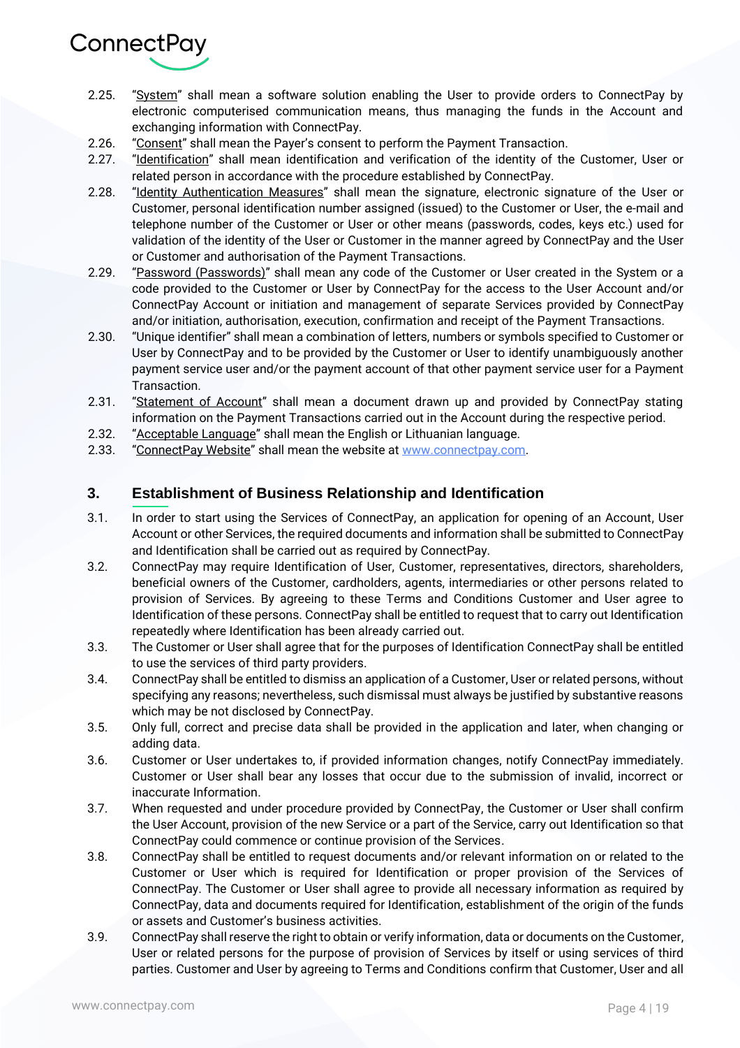2.25. "System" shall mean a software solution enabling the User to provide orders to ConnectPay by electronic computerised communication means, thus managing the funds in the Account and exchanging information with ConnectPay.

2.26. "Consent" shall mean the Payer's consent to perform the Payment Transaction.

2.27. "Identification" shall mean identification and verification of the identity of the Customer, User or related person in accordance with the procedure established by ConnectPay.

2.28. "Identity Authentication Measures" shall mean the signature, electronic signature of the User or Customer, personal identification number assigned (issued) to the Customer or User, the e-mail and telephone number of the Customer or User or other means (passwords, codes, keys etc.) used for validation of the identity of the User or Customer in the manner agreed by ConnectPay and the User or Customer and authorisation of the Payment Transactions.

2.29. "Password (Passwords)" shall mean any code of the Customer or User created in the System or a code provided to the Customer or User by ConnectPay for the access to the User Account and/or ConnectPay Account or initiation and management of separate Services provided by ConnectPay and/or initiation, authorisation, execution, confirmation and receipt of the Payment Transactions.

2.30. "Unique identifier" shall mean a combination of letters, numbers or symbols specified to Customer or User by ConnectPay and to be provided by the Customer or User to identify unambiguously another payment service user and/or the payment account of that other payment service user for a Payment Transaction.

2.31. "Statement of Account" shall mean a document drawn up and provided by ConnectPay stating information on the Payment Transactions carried out in the Account during the respective period.

2.32. "Acceptable Language" shall mean the English or Lithuanian language.

2.33. "ConnectPay Website" shall mean the website at www.connectpay.com.

## 3. Establishment of Business Relationship and Identification

3.1. In order to start using the Services of ConnectPay, an application for opening of an Account, User Account or other Services, the required documents and information shall be submitted to ConnectPay and Identification shall be carried out as required by ConnectPay.

3.2. ConnectPay may require Identification of User, Customer, representatives, directors, shareholders, beneficial owners of the Customer, cardholders, agents, intermediaries or other persons related to provision of Services. By agreeing to these Terms and Conditions Customer and User agree to Identification of these persons. ConnectPay shall be entitled to request that to carry out Identification repeatedly where Identification has been already carried out.

3.3. The Customer or User shall agree that for the purposes of Identification ConnectPay shall be entitled to use the services of third party providers.

3.4. ConnectPay shall be entitled to dismiss an application of a Customer, User or related persons, without specifying any reasons; nevertheless, such dismissal must always be justified by substantive reasons which may be not disclosed by ConnectPay.

3.5. Only full, correct and precise data shall be provided in the application and later, when changing or adding data.

3.6. Customer or User undertakes to, if provided information changes, notify ConnectPay immediately. Customer or User shall bear any losses that occur due to the submission of invalid, incorrect or inaccurate Information.

3.7. When requested and under procedure provided by ConnectPay, the Customer or User shall confirm the User Account, provision of the new Service or a part of the Service, carry out Identification so that ConnectPay could commence or continue provision of the Services.

3.8. ConnectPay shall be entitled to request documents and/or relevant information on or related to the Customer or User which is required for Identification or proper provision of the Services of ConnectPay. The Customer or User shall agree to provide all necessary information as required by ConnectPay, data and documents required for Identification, establishment of the origin of the funds or assets and Customer's business activities.

3.9. ConnectPay shall reserve the right to obtain or verify information, data or documents on the Customer, User or related persons for the purpose of provision of Services by itself or using services of third parties. Customer and User by agreeing to Terms and Conditions confirm that Customer, User and all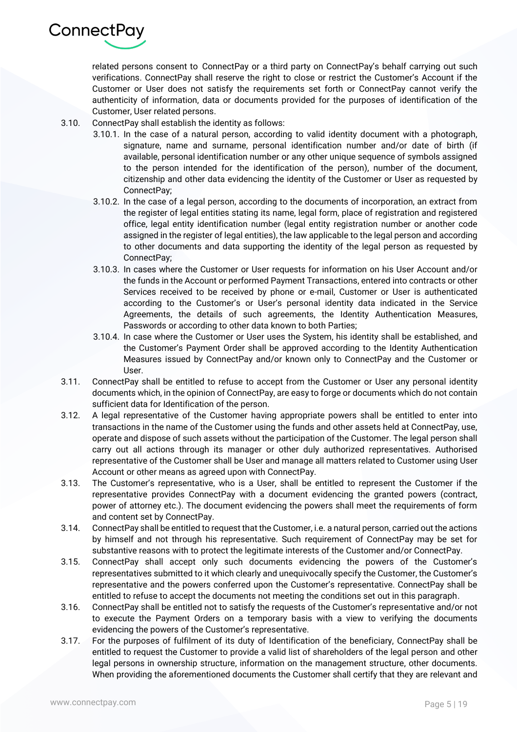related persons consent to ConnectPay or a third party on ConnectPay's behalf carrying out such verifications. ConnectPay shall reserve the right to close or restrict the Customer's Account if the Customer or User does not satisfy the requirements set forth or ConnectPay cannot verify the authenticity of information, data or documents provided for the purposes of identification of the Customer, User related persons.

3.10. ConnectPay shall establish the identity as follows:

3.10.1. In the case of a natural person, according to valid identity document with a photograph, signature, name and surname, personal identification number and/or date of birth (if available, personal identification number or any other unique sequence of symbols assigned to the person intended for the identification of the person), number of the document, citizenship and other data evidencing the identity of the Customer or User as requested by ConnectPay;

3.10.2. In the case of a legal person, according to the documents of incorporation, an extract from the register of legal entities stating its name, legal form, place of registration and registered office, legal entity identification number (legal entity registration number or another code assigned in the register of legal entities), the law applicable to the legal person and according to other documents and data supporting the identity of the legal person as requested by ConnectPay;

3.10.3. In cases where the Customer or User requests for information on his User Account and/or the funds in the Account or performed Payment Transactions, entered into contracts or other Services received to be received by phone or e-mail, Customer or User is authenticated according to the Customer's or User's personal identity data indicated in the Service Agreements, the details of such agreements, the Identity Authentication Measures, Passwords or according to other data known to both Parties;

3.10.4. In case where the Customer or User uses the System, his identity shall be established, and the Customer's Payment Order shall be approved according to the Identity Authentication Measures issued by ConnectPay and/or known only to ConnectPay and the Customer or User.

3.11. ConnectPay shall be entitled to refuse to accept from the Customer or User any personal identity documents which, in the opinion of ConnectPay, are easy to forge or documents which do not contain sufficient data for Identification of the person.

3.12. A legal representative of the Customer having appropriate powers shall be entitled to enter into transactions in the name of the Customer using the funds and other assets held at ConnectPay, use, operate and dispose of such assets without the participation of the Customer. The legal person shall carry out all actions through its manager or other duly authorized representatives. Authorised representative of the Customer shall be User and manage all matters related to Customer using User Account or other means as agreed upon with ConnectPay.

3.13. The Customer's representative, who is a User, shall be entitled to represent the Customer if the representative provides ConnectPay with a document evidencing the granted powers (contract, power of attorney etc.). The document evidencing the powers shall meet the requirements of form and content set by ConnectPay.

3.14. ConnectPay shall be entitled to request that the Customer, i.e. a natural person, carried out the actions by himself and not through his representative. Such requirement of ConnectPay may be set for substantive reasons with to protect the legitimate interests of the Customer and/or ConnectPay.

3.15. ConnectPay shall accept only such documents evidencing the powers of the Customer's representatives submitted to it which clearly and unequivocally specify the Customer, the Customer's representative and the powers conferred upon the Customer's representative. ConnectPay shall be entitled to refuse to accept the documents not meeting the conditions set out in this paragraph.

3.16. ConnectPay shall be entitled not to satisfy the requests of the Customer's representative and/or not to execute the Payment Orders on a temporary basis with a view to verifying the documents evidencing the powers of the Customer's representative.

3.17. For the purposes of fulfilment of its duty of Identification of the beneficiary, ConnectPay shall be entitled to request the Customer to provide a valid list of shareholders of the legal person and other legal persons in ownership structure, information on the management structure, other documents. When providing the aforementioned documents the Customer shall certify that they are relevant and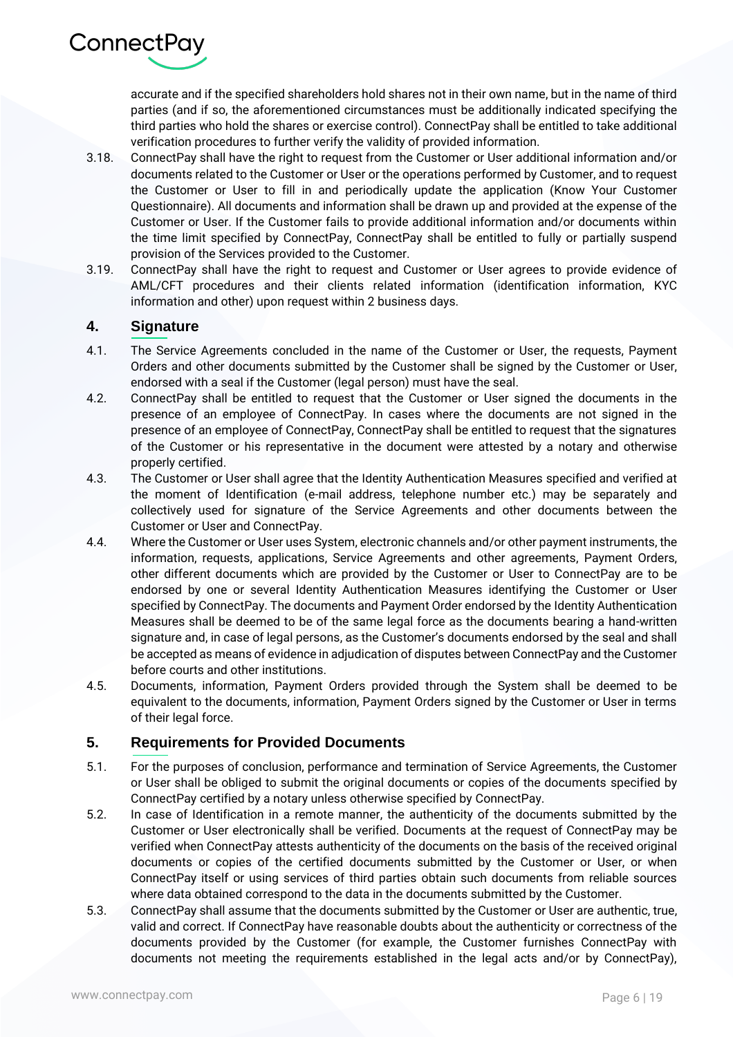accurate and if the specified shareholders hold shares not in their own name, but in the name of third parties (and if so, the aforementioned circumstances must be additionally indicated specifying the third parties who hold the shares or exercise control). ConnectPay shall be entitled to take additional verification procedures to further verify the validity of provided information.

3.18. ConnectPay shall have the right to request from the Customer or User additional information and/or documents related to the Customer or User or the operations performed by Customer, and to request the Customer or User to fill in and periodically update the application (Know Your Customer Questionnaire). All documents and information shall be drawn up and provided at the expense of the Customer or User. If the Customer fails to provide additional information and/or documents within the time limit specified by ConnectPay, ConnectPay shall be entitled to fully or partially suspend provision of the Services provided to the Customer.

3.19. ConnectPay shall have the right to request and Customer or User agrees to provide evidence of AML/CFT procedures and their clients related information (identification information, KYC information and other) upon request within 2 business days.

## 4. Signature

4.1. The Service Agreements concluded in the name of the Customer or User, the requests, Payment Orders and other documents submitted by the Customer shall be signed by the Customer or User, endorsed with a seal if the Customer (legal person) must have the seal.

4.2. ConnectPay shall be entitled to request that the Customer or User signed the documents in the presence of an employee of ConnectPay. In cases where the documents are not signed in the presence of an employee of ConnectPay, ConnectPay shall be entitled to request that the signatures of the Customer or his representative in the document were attested by a notary and otherwise properly certified.

4.3. The Customer or User shall agree that the Identity Authentication Measures specified and verified at the moment of Identification (e-mail address, telephone number etc.) may be separately and collectively used for signature of the Service Agreements and other documents between the Customer or User and ConnectPay.

4.4. Where the Customer or User uses System, electronic channels and/or other payment instruments, the information, requests, applications, Service Agreements and other agreements, Payment Orders, other different documents which are provided by the Customer or User to ConnectPay are to be endorsed by one or several Identity Authentication Measures identifying the Customer or User specified by ConnectPay. The documents and Payment Order endorsed by the Identity Authentication Measures shall be deemed to be of the same legal force as the documents bearing a hand-written signature and, in case of legal persons, as the Customer's documents endorsed by the seal and shall be accepted as means of evidence in adjudication of disputes between ConnectPay and the Customer before courts and other institutions.

4.5. Documents, information, Payment Orders provided through the System shall be deemed to be equivalent to the documents, information, Payment Orders signed by the Customer or User in terms of their legal force.

## 5. Requirements for Provided Documents

5.1. For the purposes of conclusion, performance and termination of Service Agreements, the Customer or User shall be obliged to submit the original documents or copies of the documents specified by ConnectPay certified by a notary unless otherwise specified by ConnectPay.

5.2. In case of Identification in a remote manner, the authenticity of the documents submitted by the Customer or User electronically shall be verified. Documents at the request of ConnectPay may be verified when ConnectPay attests authenticity of the documents on the basis of the received original documents or copies of the certified documents submitted by the Customer or User, or when ConnectPay itself or using services of third parties obtain such documents from reliable sources where data obtained correspond to the data in the documents submitted by the Customer.

5.3. ConnectPay shall assume that the documents submitted by the Customer or User are authentic, true, valid and correct. If ConnectPay have reasonable doubts about the authenticity or correctness of the documents provided by the Customer (for example, the Customer furnishes ConnectPay with documents not meeting the requirements established in the legal acts and/or by ConnectPay),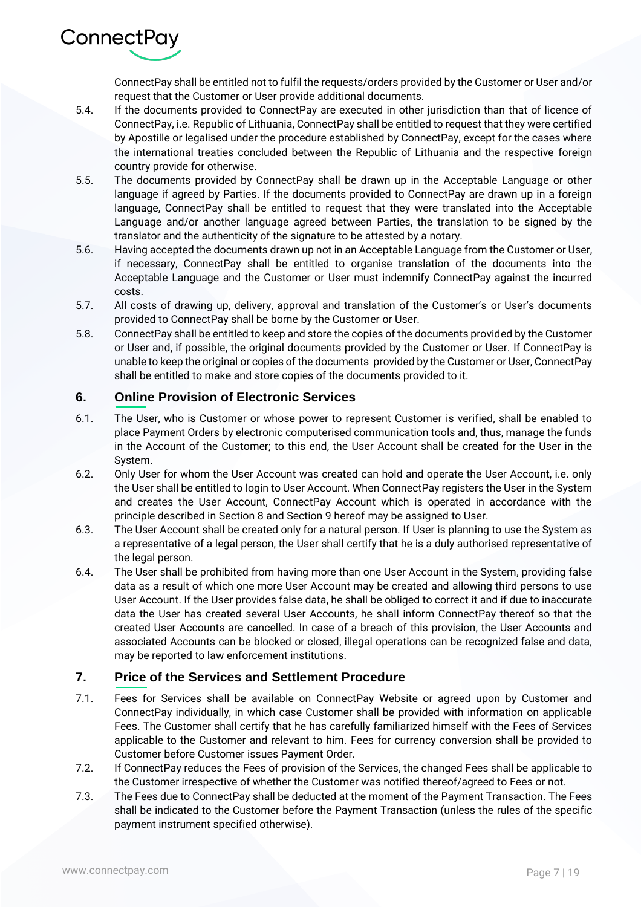ConnectPay shall be entitled not to fulfil the requests/orders provided by the Customer or User and/or request that the Customer or User provide additional documents.

5.4. If the documents provided to ConnectPay are executed in other jurisdiction than that of licence of ConnectPay, i.e. Republic of Lithuania, ConnectPay shall be entitled to request that they were certified by Apostille or legalised under the procedure established by ConnectPay, except for the cases where the international treaties concluded between the Republic of Lithuania and the respective foreign country provide for otherwise.

5.5. The documents provided by ConnectPay shall be drawn up in the Acceptable Language or other language if agreed by Parties. If the documents provided to ConnectPay are drawn up in a foreign language, ConnectPay shall be entitled to request that they were translated into the Acceptable Language and/or another language agreed between Parties, the translation to be signed by the translator and the authenticity of the signature to be attested by a notary.

5.6. Having accepted the documents drawn up not in an Acceptable Language from the Customer or User, if necessary, ConnectPay shall be entitled to organise translation of the documents into the Acceptable Language and the Customer or User must indemnify ConnectPay against the incurred costs.

5.7. All costs of drawing up, delivery, approval and translation of the Customer's or User's documents provided to ConnectPay shall be borne by the Customer or User.

5.8. ConnectPay shall be entitled to keep and store the copies of the documents provided by the Customer or User and, if possible, the original documents provided by the Customer or User. If ConnectPay is unable to keep the original or copies of the documents provided by the Customer or User, ConnectPay shall be entitled to make and store copies of the documents provided to it.

## 6. Online Provision of Electronic Services

6.1. The User, who is Customer or whose power to represent Customer is verified, shall be enabled to place Payment Orders by electronic computerised communication tools and, thus, manage the funds in the Account of the Customer; to this end, the User Account shall be created for the User in the System.

6.2. Only User for whom the User Account was created can hold and operate the User Account, i.e. only the User shall be entitled to login to User Account. When ConnectPay registers the User in the System and creates the User Account, ConnectPay Account which is operated in accordance with the principle described in Section 8 and Section 9 hereof may be assigned to User.

6.3. The User Account shall be created only for a natural person. If User is planning to use the System as a representative of a legal person, the User shall certify that he is a duly authorised representative of the legal person.

6.4. The User shall be prohibited from having more than one User Account in the System, providing false data as a result of which one more User Account may be created and allowing third persons to use User Account. If the User provides false data, he shall be obliged to correct it and if due to inaccurate data the User has created several User Accounts, he shall inform ConnectPay thereof so that the created User Accounts are cancelled. In case of a breach of this provision, the User Accounts and associated Accounts can be blocked or closed, illegal operations can be recognized false and data, may be reported to law enforcement institutions.

## 7. Price of the Services and Settlement Procedure

7.1. Fees for Services shall be available on ConnectPay Website or agreed upon by Customer and ConnectPay individually, in which case Customer shall be provided with information on applicable Fees. The Customer shall certify that he has carefully familiarized himself with the Fees of Services applicable to the Customer and relevant to him. Fees for currency conversion shall be provided to Customer before Customer issues Payment Order.

7.2. If ConnectPay reduces the Fees of provision of the Services, the changed Fees shall be applicable to the Customer irrespective of whether the Customer was notified thereof/agreed to Fees or not.

7.3. The Fees due to ConnectPay shall be deducted at the moment of the Payment Transaction. The Fees shall be indicated to the Customer before the Payment Transaction (unless the rules of the specific payment instrument specified otherwise).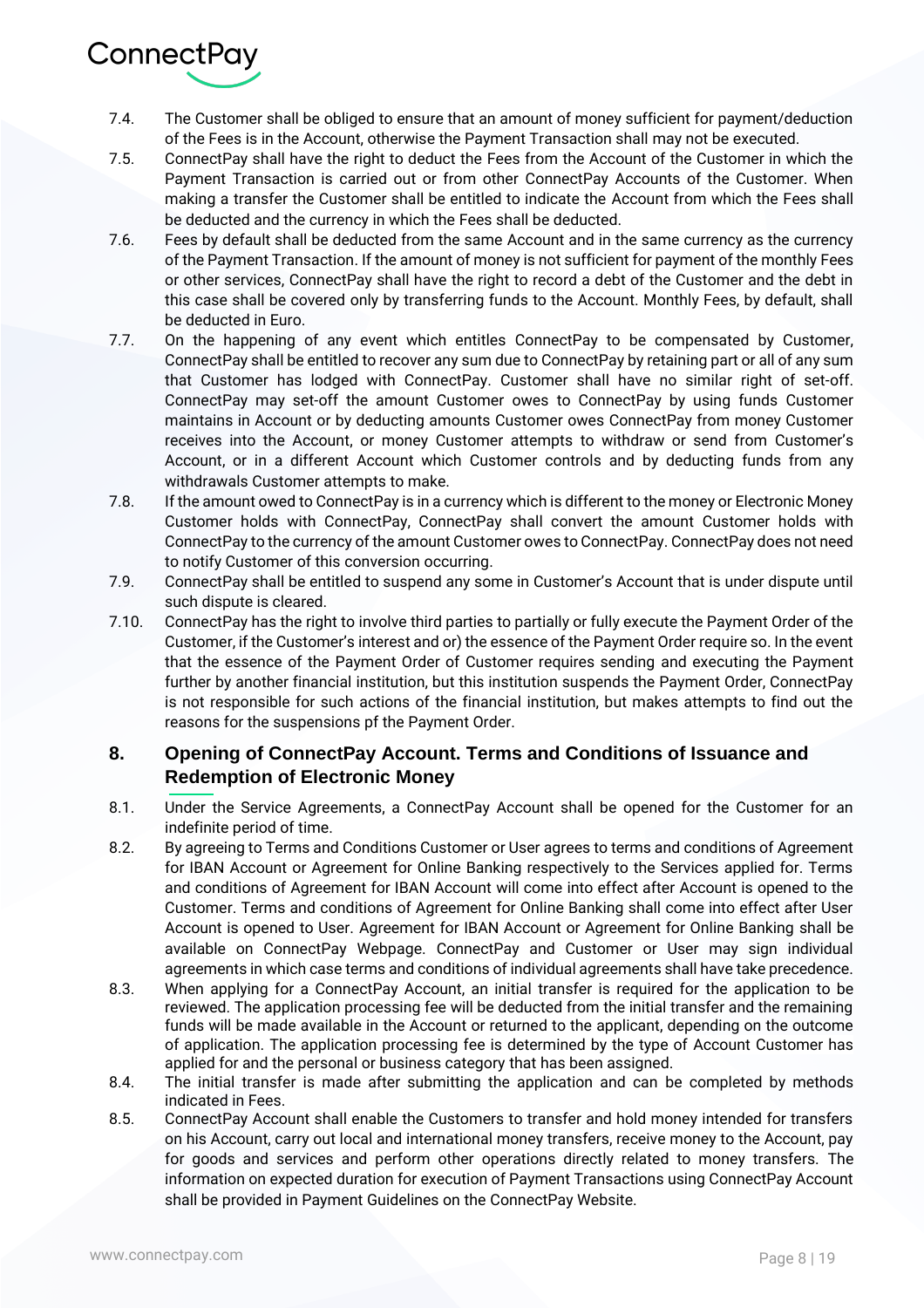7.4. The Customer shall be obliged to ensure that an amount of money sufficient for payment/deduction of the Fees is in the Account, otherwise the Payment Transaction shall may not be executed.

7.5. ConnectPay shall have the right to deduct the Fees from the Account of the Customer in which the Payment Transaction is carried out or from other ConnectPay Accounts of the Customer. When making a transfer the Customer shall be entitled to indicate the Account from which the Fees shall be deducted and the currency in which the Fees shall be deducted.

7.6. Fees by default shall be deducted from the same Account and in the same currency as the currency of the Payment Transaction. If the amount of money is not sufficient for payment of the monthly Fees or other services, ConnectPay shall have the right to record a debt of the Customer and the debt in this case shall be covered only by transferring funds to the Account. Monthly Fees, by default, shall be deducted in Euro.

7.7. On the happening of any event which entitles ConnectPay to be compensated by Customer, ConnectPay shall be entitled to recover any sum due to ConnectPay by retaining part or all of any sum that Customer has lodged with ConnectPay. Customer shall have no similar right of set-off. ConnectPay may set-off the amount Customer owes to ConnectPay by using funds Customer maintains in Account or by deducting amounts Customer owes ConnectPay from money Customer receives into the Account, or money Customer attempts to withdraw or send from Customer's Account, or in a different Account which Customer controls and by deducting funds from any withdrawals Customer attempts to make.

7.8. If the amount owed to ConnectPay is in a currency which is different to the money or Electronic Money Customer holds with ConnectPay, ConnectPay shall convert the amount Customer holds with ConnectPay to the currency of the amount Customer owes to ConnectPay. ConnectPay does not need to notify Customer of this conversion occurring.

7.9. ConnectPay shall be entitled to suspend any some in Customer's Account that is under dispute until such dispute is cleared.

7.10. ConnectPay has the right to involve third parties to partially or fully execute the Payment Order of the Customer, if the Customer's interest and or) the essence of the Payment Order require so. In the event that the essence of the Payment Order of Customer requires sending and executing the Payment further by another financial institution, but this institution suspends the Payment Order, ConnectPay is not responsible for such actions of the financial institution, but makes attempts to find out the reasons for the suspensions pf the Payment Order.

## 8. Opening of ConnectPay Account. Terms and Conditions of Issuance and Redemption of Electronic Money

8.1. Under the Service Agreements, a ConnectPay Account shall be opened for the Customer for an indefinite period of time.

8.2. By agreeing to Terms and Conditions Customer or User agrees to terms and conditions of Agreement for IBAN Account or Agreement for Online Banking respectively to the Services applied for. Terms and conditions of Agreement for IBAN Account will come into effect after Account is opened to the Customer. Terms and conditions of Agreement for Online Banking shall come into effect after User Account is opened to User. Agreement for IBAN Account or Agreement for Online Banking shall be available on ConnectPay Webpage. ConnectPay and Customer or User may sign individual agreements in which case terms and conditions of individual agreements shall have take precedence.

8.3. When applying for a ConnectPay Account, an initial transfer is required for the application to be reviewed. The application processing fee will be deducted from the initial transfer and the remaining funds will be made available in the Account or returned to the applicant, depending on the outcome of application. The application processing fee is determined by the type of Account Customer has applied for and the personal or business category that has been assigned.

8.4. The initial transfer is made after submitting the application and can be completed by methods indicated in Fees.

8.5. ConnectPay Account shall enable the Customers to transfer and hold money intended for transfers on his Account, carry out local and international money transfers, receive money to the Account, pay for goods and services and perform other operations directly related to money transfers. The information on expected duration for execution of Payment Transactions using ConnectPay Account shall be provided in Payment Guidelines on the ConnectPay Website.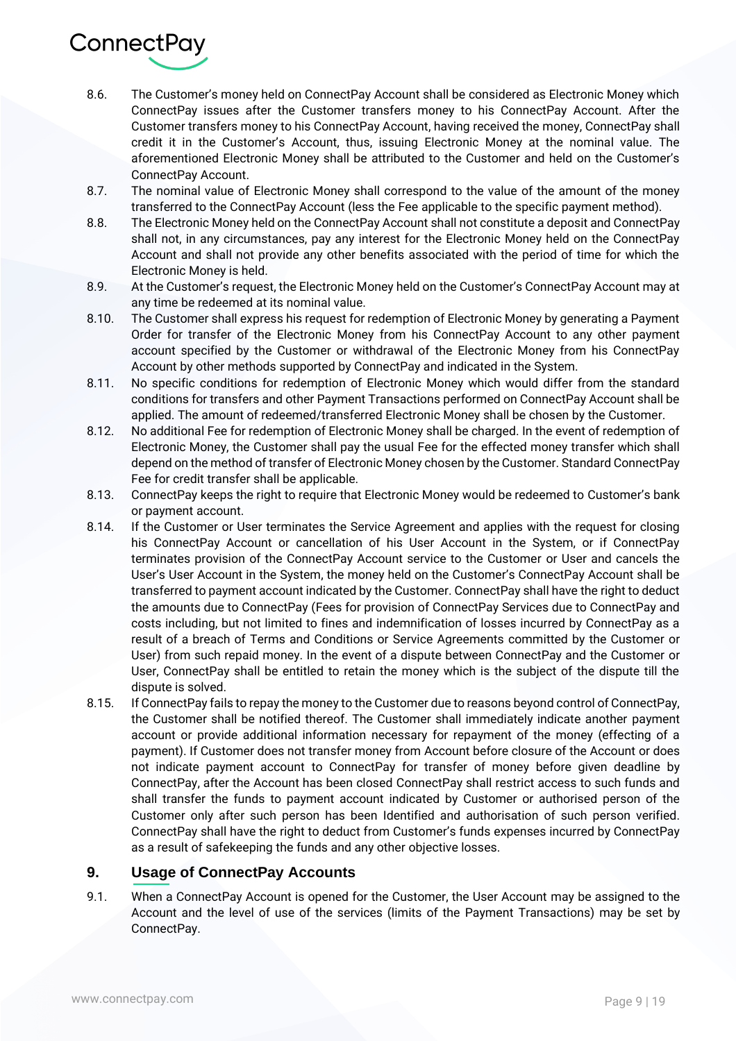8.6. The Customer's money held on ConnectPay Account shall be considered as Electronic Money which ConnectPay issues after the Customer transfers money to his ConnectPay Account. After the Customer transfers money to his ConnectPay Account, having received the money, ConnectPay shall credit it in the Customer's Account, thus, issuing Electronic Money at the nominal value. The aforementioned Electronic Money shall be attributed to the Customer and held on the Customer's ConnectPay Account.

8.7. The nominal value of Electronic Money shall correspond to the value of the amount of the money transferred to the ConnectPay Account (less the Fee applicable to the specific payment method).

8.8. The Electronic Money held on the ConnectPay Account shall not constitute a deposit and ConnectPay shall not, in any circumstances, pay any interest for the Electronic Money held on the ConnectPay Account and shall not provide any other benefits associated with the period of time for which the Electronic Money is held.

8.9. At the Customer's request, the Electronic Money held on the Customer's ConnectPay Account may at any time be redeemed at its nominal value.

8.10. The Customer shall express his request for redemption of Electronic Money by generating a Payment Order for transfer of the Electronic Money from his ConnectPay Account to any other payment account specified by the Customer or withdrawal of the Electronic Money from his ConnectPay Account by other methods supported by ConnectPay and indicated in the System.

8.11. No specific conditions for redemption of Electronic Money which would differ from the standard conditions for transfers and other Payment Transactions performed on ConnectPay Account shall be applied. The amount of redeemed/transferred Electronic Money shall be chosen by the Customer.

8.12. No additional Fee for redemption of Electronic Money shall be charged. In the event of redemption of Electronic Money, the Customer shall pay the usual Fee for the effected money transfer which shall depend on the method of transfer of Electronic Money chosen by the Customer. Standard ConnectPay Fee for credit transfer shall be applicable.

8.13. ConnectPay keeps the right to require that Electronic Money would be redeemed to Customer's bank or payment account.

8.14. If the Customer or User terminates the Service Agreement and applies with the request for closing his ConnectPay Account or cancellation of his User Account in the System, or if ConnectPay terminates provision of the ConnectPay Account service to the Customer or User and cancels the User's User Account in the System, the money held on the Customer's ConnectPay Account shall be transferred to payment account indicated by the Customer. ConnectPay shall have the right to deduct the amounts due to ConnectPay (Fees for provision of ConnectPay Services due to ConnectPay and costs including, but not limited to fines and indemnification of losses incurred by ConnectPay as a result of a breach of Terms and Conditions or Service Agreements committed by the Customer or User) from such repaid money. In the event of a dispute between ConnectPay and the Customer or User, ConnectPay shall be entitled to retain the money which is the subject of the dispute till the dispute is solved.

8.15. If ConnectPay fails to repay the money to the Customer due to reasons beyond control of ConnectPay, the Customer shall be notified thereof. The Customer shall immediately indicate another payment account or provide additional information necessary for repayment of the money (effecting of a payment). If Customer does not transfer money from Account before closure of the Account or does not indicate payment account to ConnectPay for transfer of money before given deadline by ConnectPay, after the Account has been closed ConnectPay shall restrict access to such funds and shall transfer the funds to payment account indicated by Customer or authorised person of the Customer only after such person has been Identified and authorisation of such person verified. ConnectPay shall have the right to deduct from Customer's funds expenses incurred by ConnectPay as a result of safekeeping the funds and any other objective losses.

## 9. Usage of ConnectPay Accounts

9.1. When a ConnectPay Account is opened for the Customer, the User Account may be assigned to the Account and the level of use of the services (limits of the Payment Transactions) may be set by ConnectPay.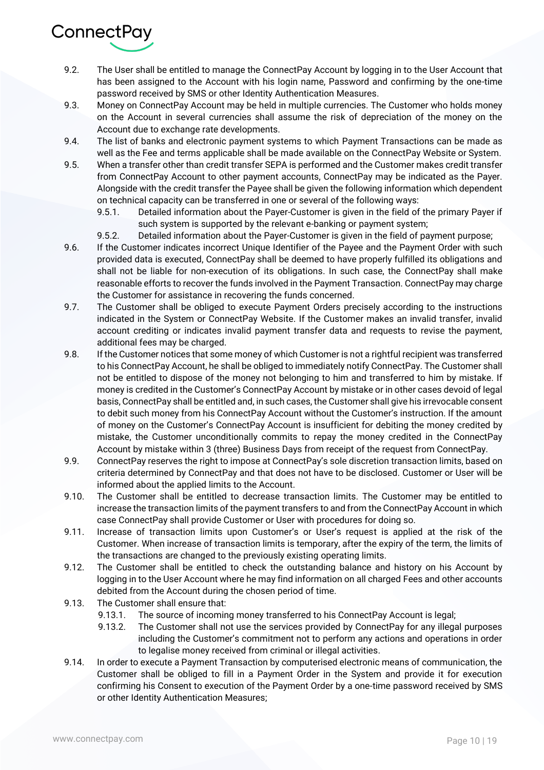9.2. The User shall be entitled to manage the ConnectPay Account by logging in to the User Account that has been assigned to the Account with his login name, Password and confirming by the one-time password received by SMS or other Identity Authentication Measures.

9.3. Money on ConnectPay Account may be held in multiple currencies. The Customer who holds money on the Account in several currencies shall assume the risk of depreciation of the money on the Account due to exchange rate developments.

9.4. The list of banks and electronic payment systems to which Payment Transactions can be made as well as the Fee and terms applicable shall be made available on the ConnectPay Website or System.

9.5. When a transfer other than credit transfer SEPA is performed and the Customer makes credit transfer from ConnectPay Account to other payment accounts, ConnectPay may be indicated as the Payer. Alongside with the credit transfer the Payee shall be given the following information which dependent on technical capacity can be transferred in one or several of the following ways:

  9.5.1. Detailed information about the Payer-Customer is given in the field of the primary Payer if such system is supported by the relevant e-banking or payment system;

  9.5.2. Detailed information about the Payer-Customer is given in the field of payment purpose;

9.6. If the Customer indicates incorrect Unique Identifier of the Payee and the Payment Order with such provided data is executed, ConnectPay shall be deemed to have properly fulfilled its obligations and shall not be liable for non-execution of its obligations. In such case, the ConnectPay shall make reasonable efforts to recover the funds involved in the Payment Transaction. ConnectPay may charge the Customer for assistance in recovering the funds concerned.

9.7. The Customer shall be obliged to execute Payment Orders precisely according to the instructions indicated in the System or ConnectPay Website. If the Customer makes an invalid transfer, invalid account crediting or indicates invalid payment transfer data and requests to revise the payment, additional fees may be charged.

9.8. If the Customer notices that some money of which Customer is not a rightful recipient was transferred to his ConnectPay Account, he shall be obliged to immediately notify ConnectPay. The Customer shall not be entitled to dispose of the money not belonging to him and transferred to him by mistake. If money is credited in the Customer's ConnectPay Account by mistake or in other cases devoid of legal basis, ConnectPay shall be entitled and, in such cases, the Customer shall give his irrevocable consent to debit such money from his ConnectPay Account without the Customer's instruction. If the amount of money on the Customer's ConnectPay Account is insufficient for debiting the money credited by mistake, the Customer unconditionally commits to repay the money credited in the ConnectPay Account by mistake within 3 (three) Business Days from receipt of the request from ConnectPay.

9.9. ConnectPay reserves the right to impose at ConnectPay's sole discretion transaction limits, based on criteria determined by ConnectPay and that does not have to be disclosed. Customer or User will be informed about the applied limits to the Account.

9.10. The Customer shall be entitled to decrease transaction limits. The Customer may be entitled to increase the transaction limits of the payment transfers to and from the ConnectPay Account in which case ConnectPay shall provide Customer or User with procedures for doing so.

9.11. Increase of transaction limits upon Customer's or User's request is applied at the risk of the Customer. When increase of transaction limits is temporary, after the expiry of the term, the limits of the transactions are changed to the previously existing operating limits.

9.12. The Customer shall be entitled to check the outstanding balance and history on his Account by logging in to the User Account where he may find information on all charged Fees and other accounts debited from the Account during the chosen period of time.

9.13. The Customer shall ensure that:

  9.13.1. The source of incoming money transferred to his ConnectPay Account is legal;

  9.13.2. The Customer shall not use the services provided by ConnectPay for any illegal purposes including the Customer's commitment not to perform any actions and operations in order to legalise money received from criminal or illegal activities.

9.14. In order to execute a Payment Transaction by computerised electronic means of communication, the Customer shall be obliged to fill in a Payment Order in the System and provide it for execution confirming his Consent to execution of the Payment Order by a one-time password received by SMS or other Identity Authentication Measures;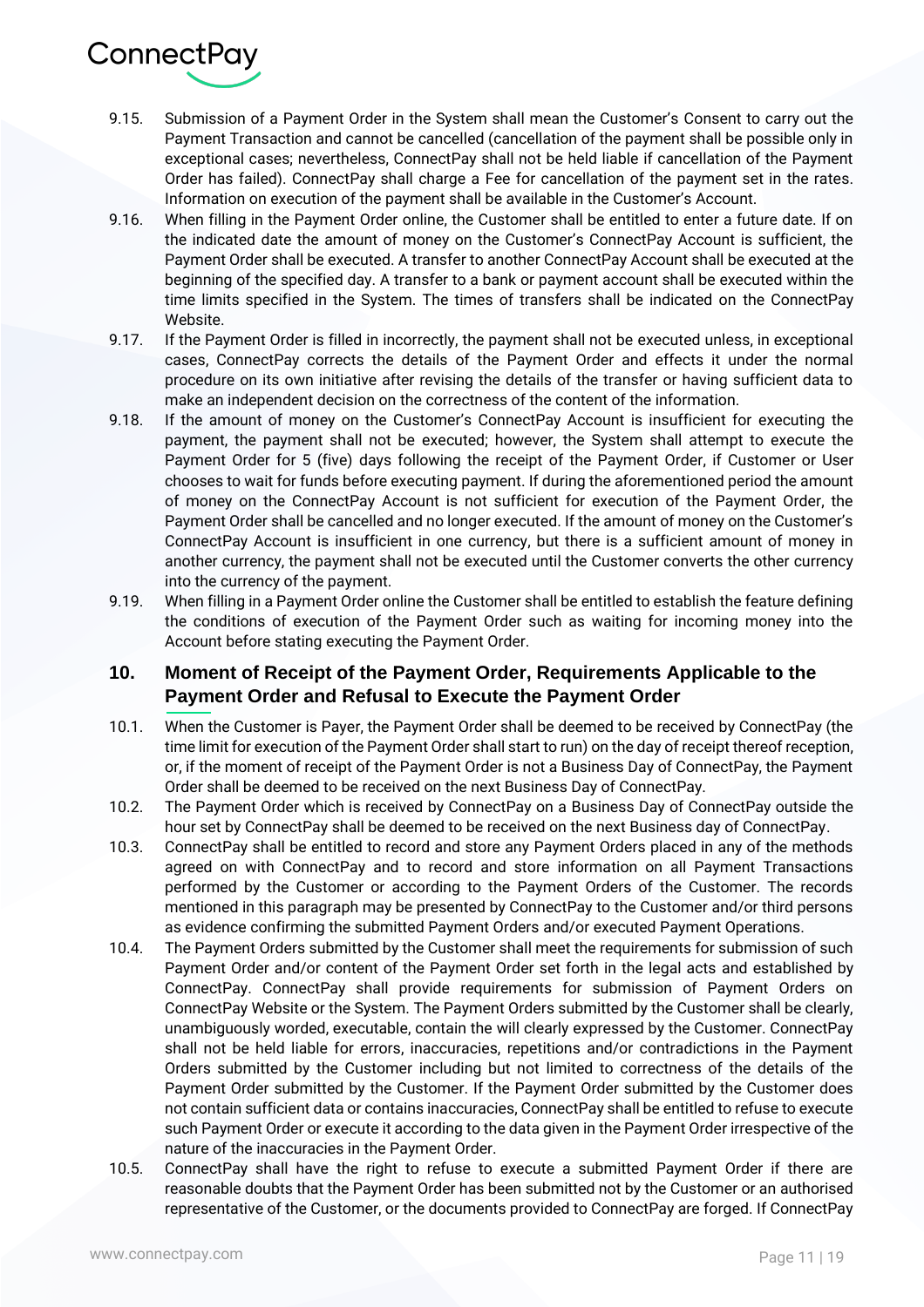9.15. Submission of a Payment Order in the System shall mean the Customer's Consent to carry out the Payment Transaction and cannot be cancelled (cancellation of the payment shall be possible only in exceptional cases; nevertheless, ConnectPay shall not be held liable if cancellation of the Payment Order has failed). ConnectPay shall charge a Fee for cancellation of the payment set in the rates. Information on execution of the payment shall be available in the Customer's Account.

9.16. When filling in the Payment Order online, the Customer shall be entitled to enter a future date. If on the indicated date the amount of money on the Customer's ConnectPay Account is sufficient, the Payment Order shall be executed. A transfer to another ConnectPay Account shall be executed at the beginning of the specified day. A transfer to a bank or payment account shall be executed within the time limits specified in the System. The times of transfers shall be indicated on the ConnectPay Website.

9.17. If the Payment Order is filled in incorrectly, the payment shall not be executed unless, in exceptional cases, ConnectPay corrects the details of the Payment Order and effects it under the normal procedure on its own initiative after revising the details of the transfer or having sufficient data to make an independent decision on the correctness of the content of the information.

9.18. If the amount of money on the Customer's ConnectPay Account is insufficient for executing the payment, the payment shall not be executed; however, the System shall attempt to execute the Payment Order for 5 (five) days following the receipt of the Payment Order, if Customer or User chooses to wait for funds before executing payment. If during the aforementioned period the amount of money on the ConnectPay Account is not sufficient for execution of the Payment Order, the Payment Order shall be cancelled and no longer executed. If the amount of money on the Customer's ConnectPay Account is insufficient in one currency, but there is a sufficient amount of money in another currency, the payment shall not be executed until the Customer converts the other currency into the currency of the payment.

9.19. When filling in a Payment Order online the Customer shall be entitled to establish the feature defining the conditions of execution of the Payment Order such as waiting for incoming money into the Account before stating executing the Payment Order.

## 10. Moment of Receipt of the Payment Order, Requirements Applicable to the Payment Order and Refusal to Execute the Payment Order

10.1. When the Customer is Payer, the Payment Order shall be deemed to be received by ConnectPay (the time limit for execution of the Payment Order shall start to run) on the day of receipt thereof reception, or, if the moment of receipt of the Payment Order is not a Business Day of ConnectPay, the Payment Order shall be deemed to be received on the next Business Day of ConnectPay.

10.2. The Payment Order which is received by ConnectPay on a Business Day of ConnectPay outside the hour set by ConnectPay shall be deemed to be received on the next Business day of ConnectPay.

10.3. ConnectPay shall be entitled to record and store any Payment Orders placed in any of the methods agreed on with ConnectPay and to record and store information on all Payment Transactions performed by the Customer or according to the Payment Orders of the Customer. The records mentioned in this paragraph may be presented by ConnectPay to the Customer and/or third persons as evidence confirming the submitted Payment Orders and/or executed Payment Operations.

10.4. The Payment Orders submitted by the Customer shall meet the requirements for submission of such Payment Order and/or content of the Payment Order set forth in the legal acts and established by ConnectPay. ConnectPay shall provide requirements for submission of Payment Orders on ConnectPay Website or the System. The Payment Orders submitted by the Customer shall be clearly, unambiguously worded, executable, contain the will clearly expressed by the Customer. ConnectPay shall not be held liable for errors, inaccuracies, repetitions and/or contradictions in the Payment Orders submitted by the Customer including but not limited to correctness of the details of the Payment Order submitted by the Customer. If the Payment Order submitted by the Customer does not contain sufficient data or contains inaccuracies, ConnectPay shall be entitled to refuse to execute such Payment Order or execute it according to the data given in the Payment Order irrespective of the nature of the inaccuracies in the Payment Order.

10.5. ConnectPay shall have the right to refuse to execute a submitted Payment Order if there are reasonable doubts that the Payment Order has been submitted not by the Customer or an authorised representative of the Customer, or the documents provided to ConnectPay are forged. If ConnectPay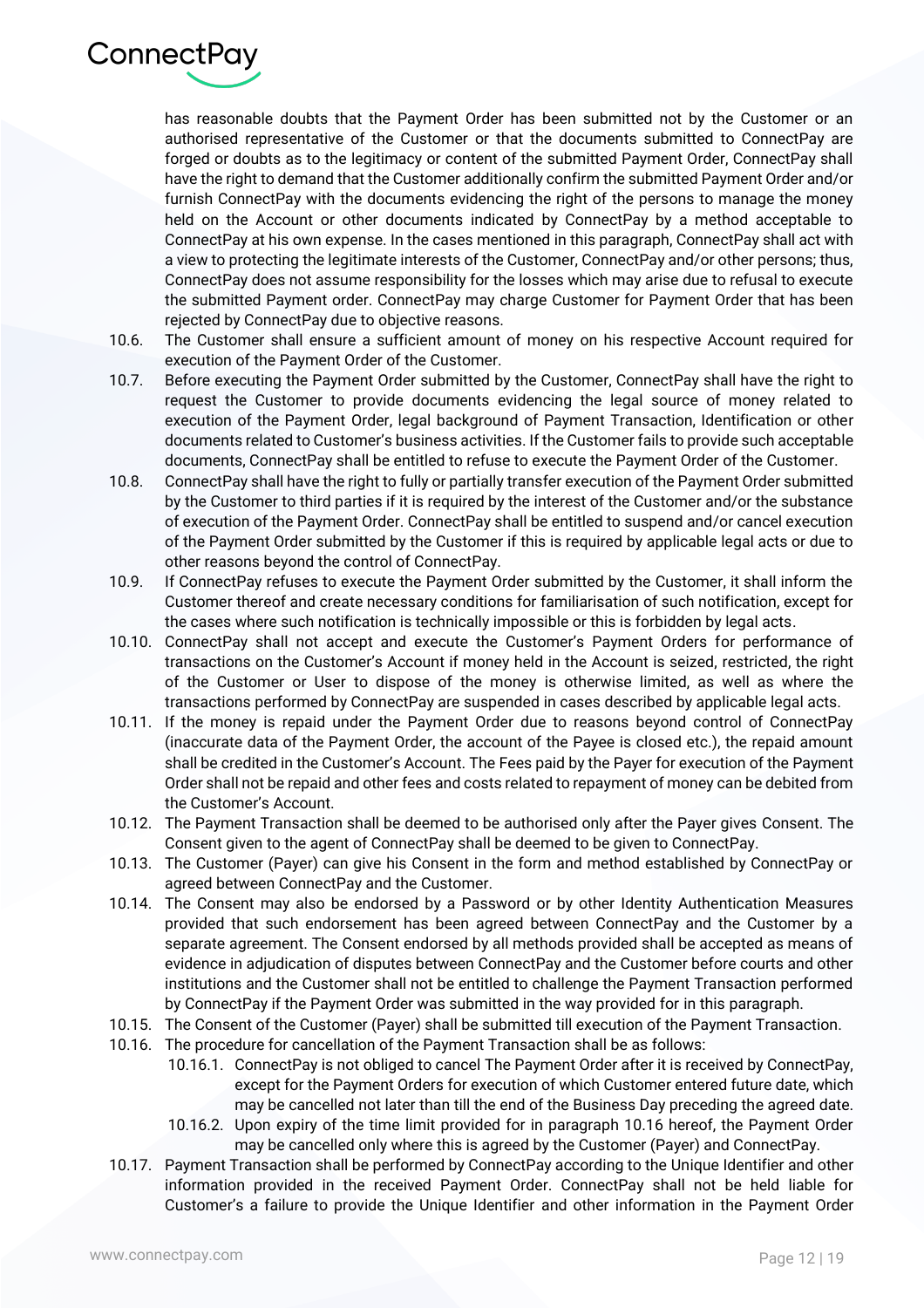has reasonable doubts that the Payment Order has been submitted not by the Customer or an authorised representative of the Customer or that the documents submitted to ConnectPay are forged or doubts as to the legitimacy or content of the submitted Payment Order, ConnectPay shall have the right to demand that the Customer additionally confirm the submitted Payment Order and/or furnish ConnectPay with the documents evidencing the right of the persons to manage the money held on the Account or other documents indicated by ConnectPay by a method acceptable to ConnectPay at his own expense. In the cases mentioned in this paragraph, ConnectPay shall act with a view to protecting the legitimate interests of the Customer, ConnectPay and/or other persons; thus, ConnectPay does not assume responsibility for the losses which may arise due to refusal to execute the submitted Payment order. ConnectPay may charge Customer for Payment Order that has been rejected by ConnectPay due to objective reasons.

10.6. The Customer shall ensure a sufficient amount of money on his respective Account required for execution of the Payment Order of the Customer.

10.7. Before executing the Payment Order submitted by the Customer, ConnectPay shall have the right to request the Customer to provide documents evidencing the legal source of money related to execution of the Payment Order, legal background of Payment Transaction, Identification or other documents related to Customer's business activities. If the Customer fails to provide such acceptable documents, ConnectPay shall be entitled to refuse to execute the Payment Order of the Customer.

10.8. ConnectPay shall have the right to fully or partially transfer execution of the Payment Order submitted by the Customer to third parties if it is required by the interest of the Customer and/or the substance of execution of the Payment Order. ConnectPay shall be entitled to suspend and/or cancel execution of the Payment Order submitted by the Customer if this is required by applicable legal acts or due to other reasons beyond the control of ConnectPay.

10.9. If ConnectPay refuses to execute the Payment Order submitted by the Customer, it shall inform the Customer thereof and create necessary conditions for familiarisation of such notification, except for the cases where such notification is technically impossible or this is forbidden by legal acts.

10.10. ConnectPay shall not accept and execute the Customer's Payment Orders for performance of transactions on the Customer's Account if money held in the Account is seized, restricted, the right of the Customer or User to dispose of the money is otherwise limited, as well as where the transactions performed by ConnectPay are suspended in cases described by applicable legal acts.

10.11. If the money is repaid under the Payment Order due to reasons beyond control of ConnectPay (inaccurate data of the Payment Order, the account of the Payee is closed etc.), the repaid amount shall be credited in the Customer's Account. The Fees paid by the Payer for execution of the Payment Order shall not be repaid and other fees and costs related to repayment of money can be debited from the Customer's Account.

10.12. The Payment Transaction shall be deemed to be authorised only after the Payer gives Consent. The Consent given to the agent of ConnectPay shall be deemed to be given to ConnectPay.

10.13. The Customer (Payer) can give his Consent in the form and method established by ConnectPay or agreed between ConnectPay and the Customer.

10.14. The Consent may also be endorsed by a Password or by other Identity Authentication Measures provided that such endorsement has been agreed between ConnectPay and the Customer by a separate agreement. The Consent endorsed by all methods provided shall be accepted as means of evidence in adjudication of disputes between ConnectPay and the Customer before courts and other institutions and the Customer shall not be entitled to challenge the Payment Transaction performed by ConnectPay if the Payment Order was submitted in the way provided for in this paragraph.

10.15. The Consent of the Customer (Payer) shall be submitted till execution of the Payment Transaction.

10.16. The procedure for cancellation of the Payment Transaction shall be as follows:

- 10.16.1. ConnectPay is not obliged to cancel The Payment Order after it is received by ConnectPay, except for the Payment Orders for execution of which Customer entered future date, which may be cancelled not later than till the end of the Business Day preceding the agreed date.
- 10.16.2. Upon expiry of the time limit provided for in paragraph 10.16 hereof, the Payment Order may be cancelled only where this is agreed by the Customer (Payer) and ConnectPay.

10.17. Payment Transaction shall be performed by ConnectPay according to the Unique Identifier and other information provided in the received Payment Order. ConnectPay shall not be held liable for Customer's a failure to provide the Unique Identifier and other information in the Payment Order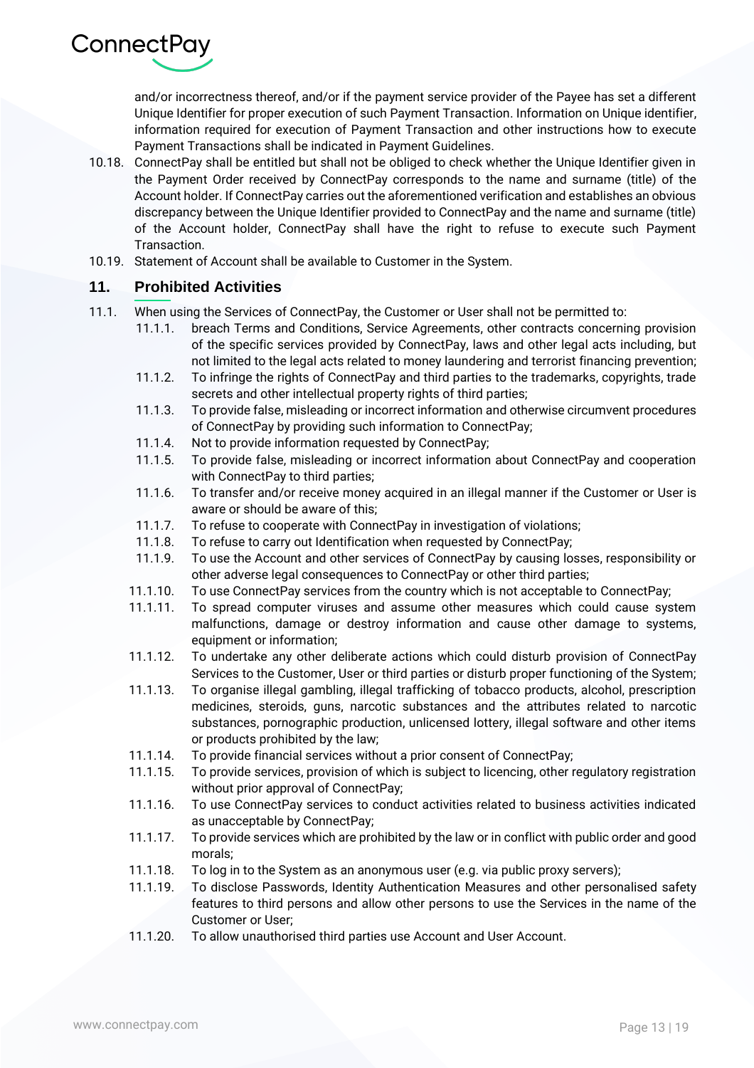and/or incorrectness thereof, and/or if the payment service provider of the Payee has set a different Unique Identifier for proper execution of such Payment Transaction. Information on Unique identifier, information required for execution of Payment Transaction and other instructions how to execute Payment Transactions shall be indicated in Payment Guidelines.

10.18. ConnectPay shall be entitled but shall not be obliged to check whether the Unique Identifier given in the Payment Order received by ConnectPay corresponds to the name and surname (title) of the Account holder. If ConnectPay carries out the aforementioned verification and establishes an obvious discrepancy between the Unique Identifier provided to ConnectPay and the name and surname (title) of the Account holder, ConnectPay shall have the right to refuse to execute such Payment Transaction.

10.19. Statement of Account shall be available to Customer in the System.

## 11. Prohibited Activities

11.1. When using the Services of ConnectPay, the Customer or User shall not be permitted to:

- 11.1.1. breach Terms and Conditions, Service Agreements, other contracts concerning provision of the specific services provided by ConnectPay, laws and other legal acts including, but not limited to the legal acts related to money laundering and terrorist financing prevention;
- 11.1.2. To infringe the rights of ConnectPay and third parties to the trademarks, copyrights, trade secrets and other intellectual property rights of third parties;
- 11.1.3. To provide false, misleading or incorrect information and otherwise circumvent procedures of ConnectPay by providing such information to ConnectPay;
- 11.1.4. Not to provide information requested by ConnectPay;
- 11.1.5. To provide false, misleading or incorrect information about ConnectPay and cooperation with ConnectPay to third parties;
- 11.1.6. To transfer and/or receive money acquired in an illegal manner if the Customer or User is aware or should be aware of this;
- 11.1.7. To refuse to cooperate with ConnectPay in investigation of violations;
- 11.1.8. To refuse to carry out Identification when requested by ConnectPay;
- 11.1.9. To use the Account and other services of ConnectPay by causing losses, responsibility or other adverse legal consequences to ConnectPay or other third parties;
- 11.1.10. To use ConnectPay services from the country which is not acceptable to ConnectPay;
- 11.1.11. To spread computer viruses and assume other measures which could cause system malfunctions, damage or destroy information and cause other damage to systems, equipment or information;
- 11.1.12. To undertake any other deliberate actions which could disturb provision of ConnectPay Services to the Customer, User or third parties or disturb proper functioning of the System;
- 11.1.13. To organise illegal gambling, illegal trafficking of tobacco products, alcohol, prescription medicines, steroids, guns, narcotic substances and the attributes related to narcotic substances, pornographic production, unlicensed lottery, illegal software and other items or products prohibited by the law;
- 11.1.14. To provide financial services without a prior consent of ConnectPay;
- 11.1.15. To provide services, provision of which is subject to licencing, other regulatory registration without prior approval of ConnectPay;
- 11.1.16. To use ConnectPay services to conduct activities related to business activities indicated as unacceptable by ConnectPay;
- 11.1.17. To provide services which are prohibited by the law or in conflict with public order and good morals;
- 11.1.18. To log in to the System as an anonymous user (e.g. via public proxy servers);
- 11.1.19. To disclose Passwords, Identity Authentication Measures and other personalised safety features to third persons and allow other persons to use the Services in the name of the Customer or User;
- 11.1.20. To allow unauthorised third parties use Account and User Account.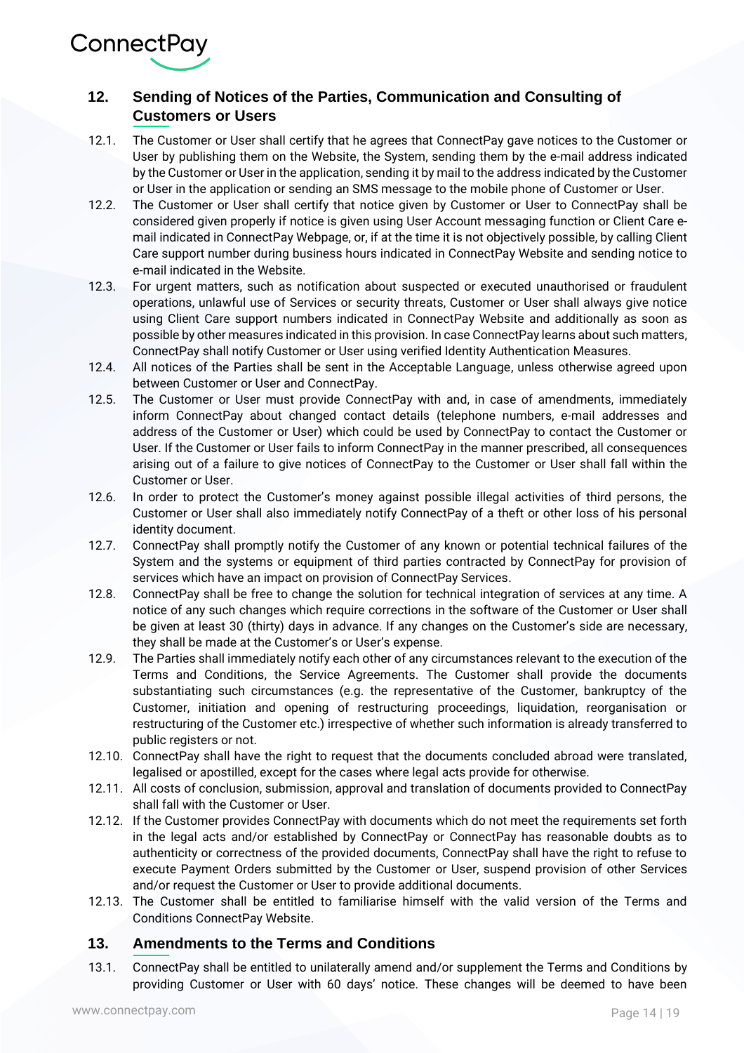## 12. Sending of Notices of the Parties, Communication and Consulting of Customers or Users

12.1. The Customer or User shall certify that he agrees that ConnectPay gave notices to the Customer or User by publishing them on the Website, the System, sending them by the e-mail address indicated by the Customer or User in the application, sending it by mail to the address indicated by the Customer or User in the application or sending an SMS message to the mobile phone of Customer or User.

12.2. The Customer or User shall certify that notice given by Customer or User to ConnectPay shall be considered given properly if notice is given using User Account messaging function or Client Care e-mail indicated in ConnectPay Webpage, or, if at the time it is not objectively possible, by calling Client Care support number during business hours indicated in ConnectPay Website and sending notice to e-mail indicated in the Website.

12.3. For urgent matters, such as notification about suspected or executed unauthorised or fraudulent operations, unlawful use of Services or security threats, Customer or User shall always give notice using Client Care support numbers indicated in ConnectPay Website and additionally as soon as possible by other measures indicated in this provision. In case ConnectPay learns about such matters, ConnectPay shall notify Customer or User using verified Identity Authentication Measures.

12.4. All notices of the Parties shall be sent in the Acceptable Language, unless otherwise agreed upon between Customer or User and ConnectPay.

12.5. The Customer or User must provide ConnectPay with and, in case of amendments, immediately inform ConnectPay about changed contact details (telephone numbers, e-mail addresses and address of the Customer or User) which could be used by ConnectPay to contact the Customer or User. If the Customer or User fails to inform ConnectPay in the manner prescribed, all consequences arising out of a failure to give notices of ConnectPay to the Customer or User shall fall within the Customer or User.

12.6. In order to protect the Customer's money against possible illegal activities of third persons, the Customer or User shall also immediately notify ConnectPay of a theft or other loss of his personal identity document.

12.7. ConnectPay shall promptly notify the Customer of any known or potential technical failures of the System and the systems or equipment of third parties contracted by ConnectPay for provision of services which have an impact on provision of ConnectPay Services.

12.8. ConnectPay shall be free to change the solution for technical integration of services at any time. A notice of any such changes which require corrections in the software of the Customer or User shall be given at least 30 (thirty) days in advance. If any changes on the Customer's side are necessary, they shall be made at the Customer's or User's expense.

12.9. The Parties shall immediately notify each other of any circumstances relevant to the execution of the Terms and Conditions, the Service Agreements. The Customer shall provide the documents substantiating such circumstances (e.g. the representative of the Customer, bankruptcy of the Customer, initiation and opening of restructuring proceedings, liquidation, reorganisation or restructuring of the Customer etc.) irrespective of whether such information is already transferred to public registers or not.

12.10. ConnectPay shall have the right to request that the documents concluded abroad were translated, legalised or apostilled, except for the cases where legal acts provide for otherwise.

12.11. All costs of conclusion, submission, approval and translation of documents provided to ConnectPay shall fall with the Customer or User.

12.12. If the Customer provides ConnectPay with documents which do not meet the requirements set forth in the legal acts and/or established by ConnectPay or ConnectPay has reasonable doubts as to authenticity or correctness of the provided documents, ConnectPay shall have the right to refuse to execute Payment Orders submitted by the Customer or User, suspend provision of other Services and/or request the Customer or User to provide additional documents.

12.13. The Customer shall be entitled to familiarise himself with the valid version of the Terms and Conditions ConnectPay Website.

## 13. Amendments to the Terms and Conditions

13.1. ConnectPay shall be entitled to unilaterally amend and/or supplement the Terms and Conditions by providing Customer or User with 60 days' notice. These changes will be deemed to have been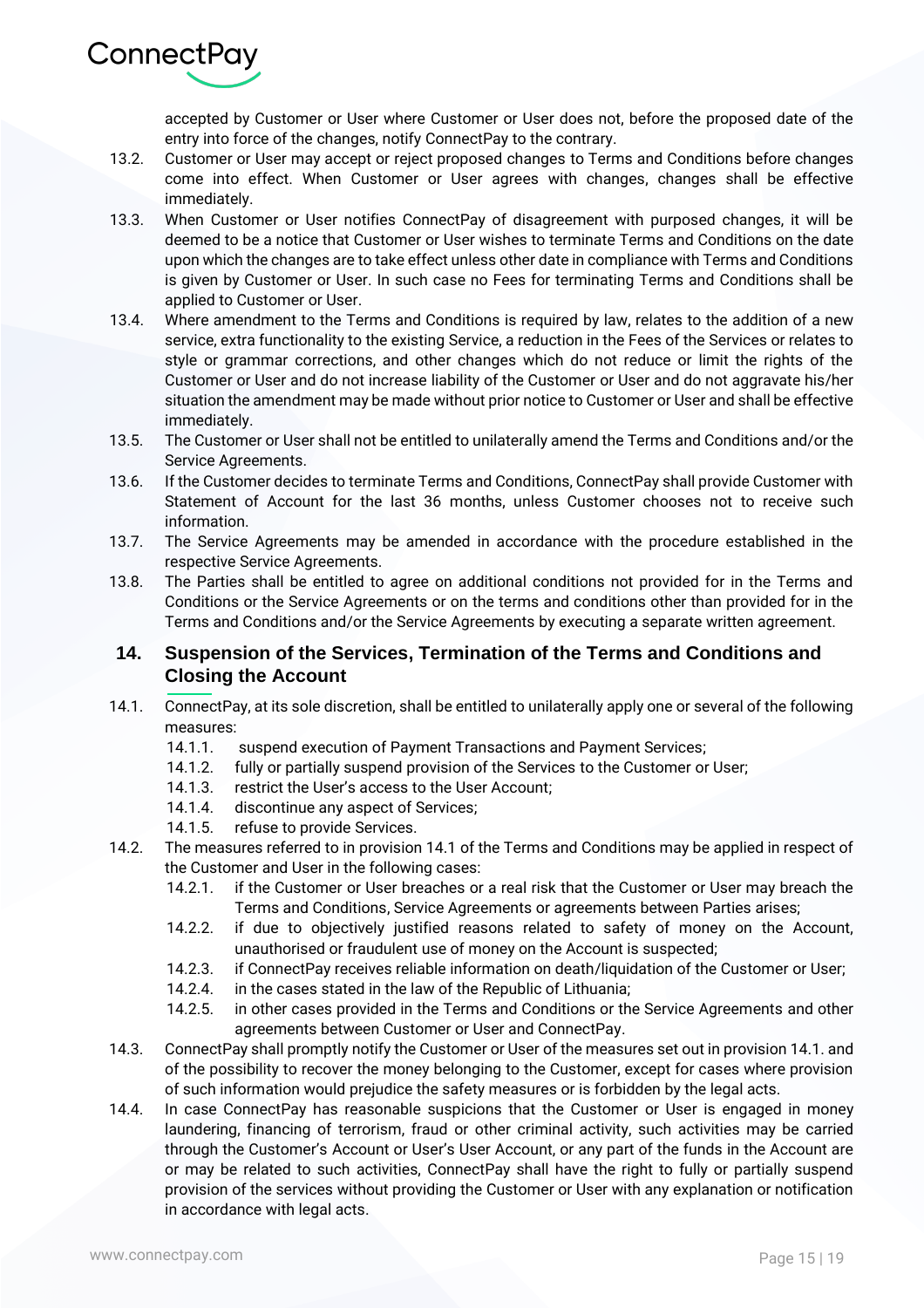accepted by Customer or User where Customer or User does not, before the proposed date of the entry into force of the changes, notify ConnectPay to the contrary.

13.2. Customer or User may accept or reject proposed changes to Terms and Conditions before changes come into effect. When Customer or User agrees with changes, changes shall be effective immediately.

13.3. When Customer or User notifies ConnectPay of disagreement with purposed changes, it will be deemed to be a notice that Customer or User wishes to terminate Terms and Conditions on the date upon which the changes are to take effect unless other date in compliance with Terms and Conditions is given by Customer or User. In such case no Fees for terminating Terms and Conditions shall be applied to Customer or User.

13.4. Where amendment to the Terms and Conditions is required by law, relates to the addition of a new service, extra functionality to the existing Service, a reduction in the Fees of the Services or relates to style or grammar corrections, and other changes which do not reduce or limit the rights of the Customer or User and do not increase liability of the Customer or User and do not aggravate his/her situation the amendment may be made without prior notice to Customer or User and shall be effective immediately.

13.5. The Customer or User shall not be entitled to unilaterally amend the Terms and Conditions and/or the Service Agreements.

13.6. If the Customer decides to terminate Terms and Conditions, ConnectPay shall provide Customer with Statement of Account for the last 36 months, unless Customer chooses not to receive such information.

13.7. The Service Agreements may be amended in accordance with the procedure established in the respective Service Agreements.

13.8. The Parties shall be entitled to agree on additional conditions not provided for in the Terms and Conditions or the Service Agreements or on the terms and conditions other than provided for in the Terms and Conditions and/or the Service Agreements by executing a separate written agreement.

## 14. Suspension of the Services, Termination of the Terms and Conditions and Closing the Account

14.1. ConnectPay, at its sole discretion, shall be entitled to unilaterally apply one or several of the following measures:

- 14.1.1. suspend execution of Payment Transactions and Payment Services;
- 14.1.2. fully or partially suspend provision of the Services to the Customer or User;
- 14.1.3. restrict the User's access to the User Account;
- 14.1.4. discontinue any aspect of Services;
- 14.1.5. refuse to provide Services.

14.2. The measures referred to in provision 14.1 of the Terms and Conditions may be applied in respect of the Customer and User in the following cases:

- 14.2.1. if the Customer or User breaches or a real risk that the Customer or User may breach the Terms and Conditions, Service Agreements or agreements between Parties arises;
- 14.2.2. if due to objectively justified reasons related to safety of money on the Account, unauthorised or fraudulent use of money on the Account is suspected;
- 14.2.3. if ConnectPay receives reliable information on death/liquidation of the Customer or User;
- 14.2.4. in the cases stated in the law of the Republic of Lithuania;
- 14.2.5. in other cases provided in the Terms and Conditions or the Service Agreements and other agreements between Customer or User and ConnectPay.

14.3. ConnectPay shall promptly notify the Customer or User of the measures set out in provision 14.1. and of the possibility to recover the money belonging to the Customer, except for cases where provision of such information would prejudice the safety measures or is forbidden by the legal acts.

14.4. In case ConnectPay has reasonable suspicions that the Customer or User is engaged in money laundering, financing of terrorism, fraud or other criminal activity, such activities may be carried through the Customer's Account or User's User Account, or any part of the funds in the Account are or may be related to such activities, ConnectPay shall have the right to fully or partially suspend provision of the services without providing the Customer or User with any explanation or notification in accordance with legal acts.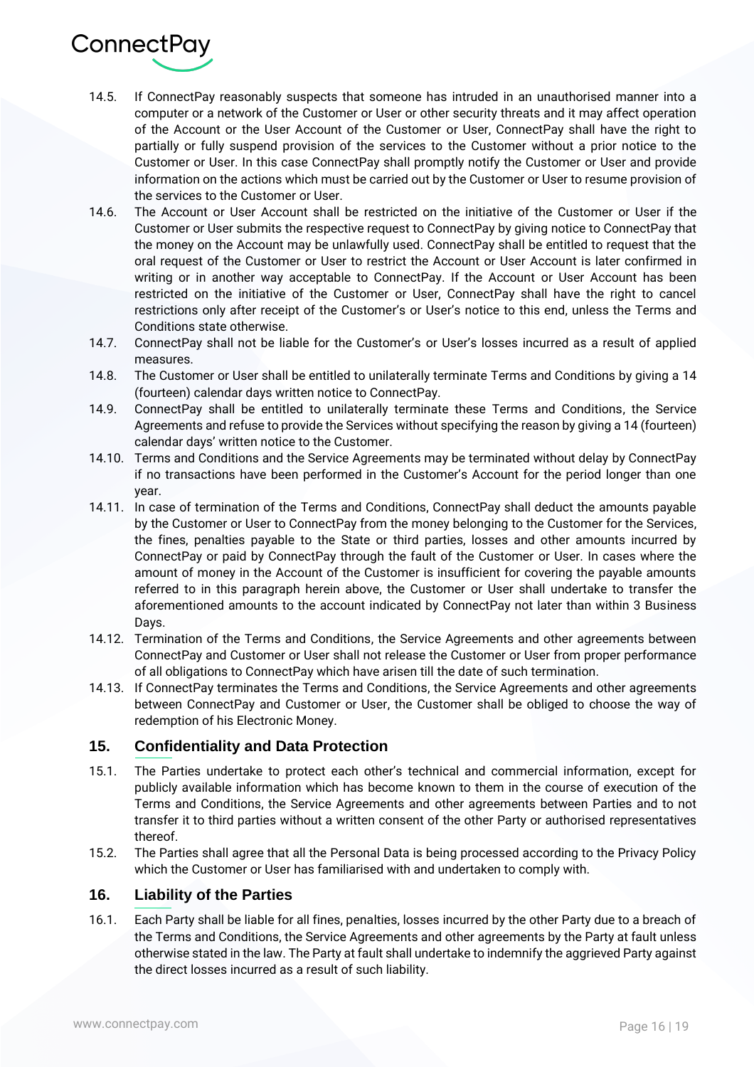14.5. If ConnectPay reasonably suspects that someone has intruded in an unauthorised manner into a computer or a network of the Customer or User or other security threats and it may affect operation of the Account or the User Account of the Customer or User, ConnectPay shall have the right to partially or fully suspend provision of the services to the Customer without a prior notice to the Customer or User. In this case ConnectPay shall promptly notify the Customer or User and provide information on the actions which must be carried out by the Customer or User to resume provision of the services to the Customer or User.

14.6. The Account or User Account shall be restricted on the initiative of the Customer or User if the Customer or User submits the respective request to ConnectPay by giving notice to ConnectPay that the money on the Account may be unlawfully used. ConnectPay shall be entitled to request that the oral request of the Customer or User to restrict the Account or User Account is later confirmed in writing or in another way acceptable to ConnectPay. If the Account or User Account has been restricted on the initiative of the Customer or User, ConnectPay shall have the right to cancel restrictions only after receipt of the Customer's or User's notice to this end, unless the Terms and Conditions state otherwise.

14.7. ConnectPay shall not be liable for the Customer's or User's losses incurred as a result of applied measures.

14.8. The Customer or User shall be entitled to unilaterally terminate Terms and Conditions by giving a 14 (fourteen) calendar days written notice to ConnectPay.

14.9. ConnectPay shall be entitled to unilaterally terminate these Terms and Conditions, the Service Agreements and refuse to provide the Services without specifying the reason by giving a 14 (fourteen) calendar days' written notice to the Customer.

14.10. Terms and Conditions and the Service Agreements may be terminated without delay by ConnectPay if no transactions have been performed in the Customer's Account for the period longer than one year.

14.11. In case of termination of the Terms and Conditions, ConnectPay shall deduct the amounts payable by the Customer or User to ConnectPay from the money belonging to the Customer for the Services, the fines, penalties payable to the State or third parties, losses and other amounts incurred by ConnectPay or paid by ConnectPay through the fault of the Customer or User. In cases where the amount of money in the Account of the Customer is insufficient for covering the payable amounts referred to in this paragraph herein above, the Customer or User shall undertake to transfer the aforementioned amounts to the account indicated by ConnectPay not later than within 3 Business Days.

14.12. Termination of the Terms and Conditions, the Service Agreements and other agreements between ConnectPay and Customer or User shall not release the Customer or User from proper performance of all obligations to ConnectPay which have arisen till the date of such termination.

14.13. If ConnectPay terminates the Terms and Conditions, the Service Agreements and other agreements between ConnectPay and Customer or User, the Customer shall be obliged to choose the way of redemption of his Electronic Money.

## 15. Confidentiality and Data Protection

15.1. The Parties undertake to protect each other's technical and commercial information, except for publicly available information which has become known to them in the course of execution of the Terms and Conditions, the Service Agreements and other agreements between Parties and to not transfer it to third parties without a written consent of the other Party or authorised representatives thereof.

15.2. The Parties shall agree that all the Personal Data is being processed according to the Privacy Policy which the Customer or User has familiarised with and undertaken to comply with.

## 16. Liability of the Parties

16.1. Each Party shall be liable for all fines, penalties, losses incurred by the other Party due to a breach of the Terms and Conditions, the Service Agreements and other agreements by the Party at fault unless otherwise stated in the law. The Party at fault shall undertake to indemnify the aggrieved Party against the direct losses incurred as a result of such liability.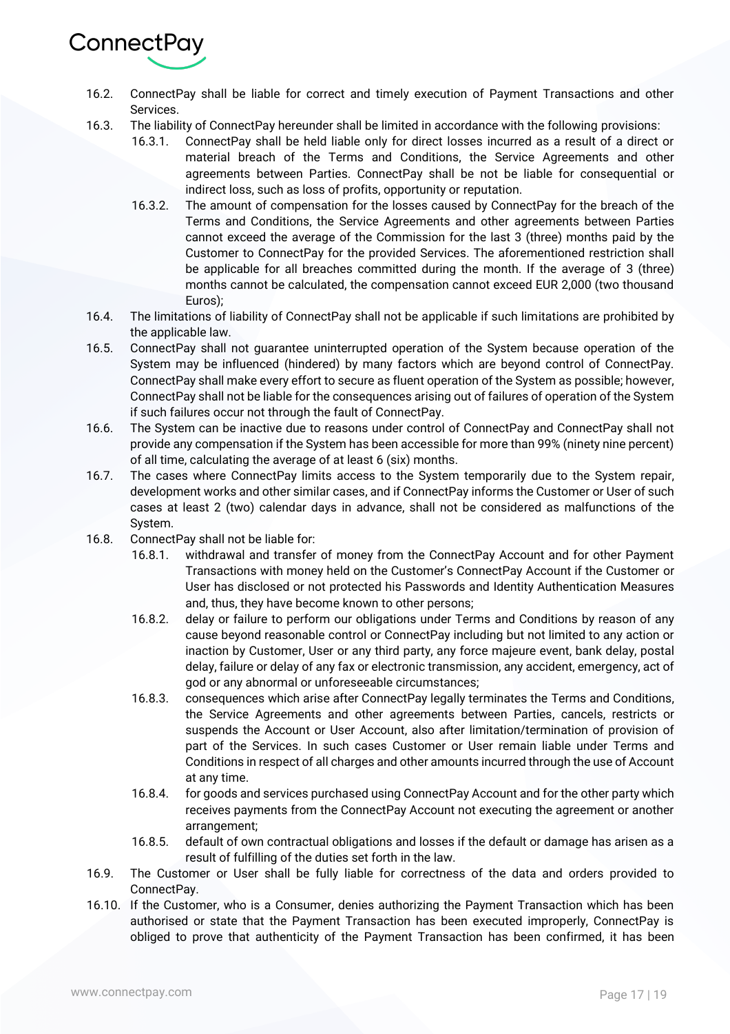16.2. ConnectPay shall be liable for correct and timely execution of Payment Transactions and other Services.

16.3. The liability of ConnectPay hereunder shall be limited in accordance with the following provisions:

16.3.1. ConnectPay shall be held liable only for direct losses incurred as a result of a direct or material breach of the Terms and Conditions, the Service Agreements and other agreements between Parties. ConnectPay shall be not be liable for consequential or indirect loss, such as loss of profits, opportunity or reputation.

16.3.2. The amount of compensation for the losses caused by ConnectPay for the breach of the Terms and Conditions, the Service Agreements and other agreements between Parties cannot exceed the average of the Commission for the last 3 (three) months paid by the Customer to ConnectPay for the provided Services. The aforementioned restriction shall be applicable for all breaches committed during the month. If the average of 3 (three) months cannot be calculated, the compensation cannot exceed EUR 2,000 (two thousand Euros);

16.4. The limitations of liability of ConnectPay shall not be applicable if such limitations are prohibited by the applicable law.

16.5. ConnectPay shall not guarantee uninterrupted operation of the System because operation of the System may be influenced (hindered) by many factors which are beyond control of ConnectPay. ConnectPay shall make every effort to secure as fluent operation of the System as possible; however, ConnectPay shall not be liable for the consequences arising out of failures of operation of the System if such failures occur not through the fault of ConnectPay.

16.6. The System can be inactive due to reasons under control of ConnectPay and ConnectPay shall not provide any compensation if the System has been accessible for more than 99% (ninety nine percent) of all time, calculating the average of at least 6 (six) months.

16.7. The cases where ConnectPay limits access to the System temporarily due to the System repair, development works and other similar cases, and if ConnectPay informs the Customer or User of such cases at least 2 (two) calendar days in advance, shall not be considered as malfunctions of the System.

16.8. ConnectPay shall not be liable for:

16.8.1. withdrawal and transfer of money from the ConnectPay Account and for other Payment Transactions with money held on the Customer's ConnectPay Account if the Customer or User has disclosed or not protected his Passwords and Identity Authentication Measures and, thus, they have become known to other persons;

16.8.2. delay or failure to perform our obligations under Terms and Conditions by reason of any cause beyond reasonable control or ConnectPay including but not limited to any action or inaction by Customer, User or any third party, any force majeure event, bank delay, postal delay, failure or delay of any fax or electronic transmission, any accident, emergency, act of god or any abnormal or unforeseeable circumstances;

16.8.3. consequences which arise after ConnectPay legally terminates the Terms and Conditions, the Service Agreements and other agreements between Parties, cancels, restricts or suspends the Account or User Account, also after limitation/termination of provision of part of the Services. In such cases Customer or User remain liable under Terms and Conditions in respect of all charges and other amounts incurred through the use of Account at any time.

16.8.4. for goods and services purchased using ConnectPay Account and for the other party which receives payments from the ConnectPay Account not executing the agreement or another arrangement;

16.8.5. default of own contractual obligations and losses if the default or damage has arisen as a result of fulfilling of the duties set forth in the law.

16.9. The Customer or User shall be fully liable for correctness of the data and orders provided to ConnectPay.

16.10. If the Customer, who is a Consumer, denies authorizing the Payment Transaction which has been authorised or state that the Payment Transaction has been executed improperly, ConnectPay is obliged to prove that authenticity of the Payment Transaction has been confirmed, it has been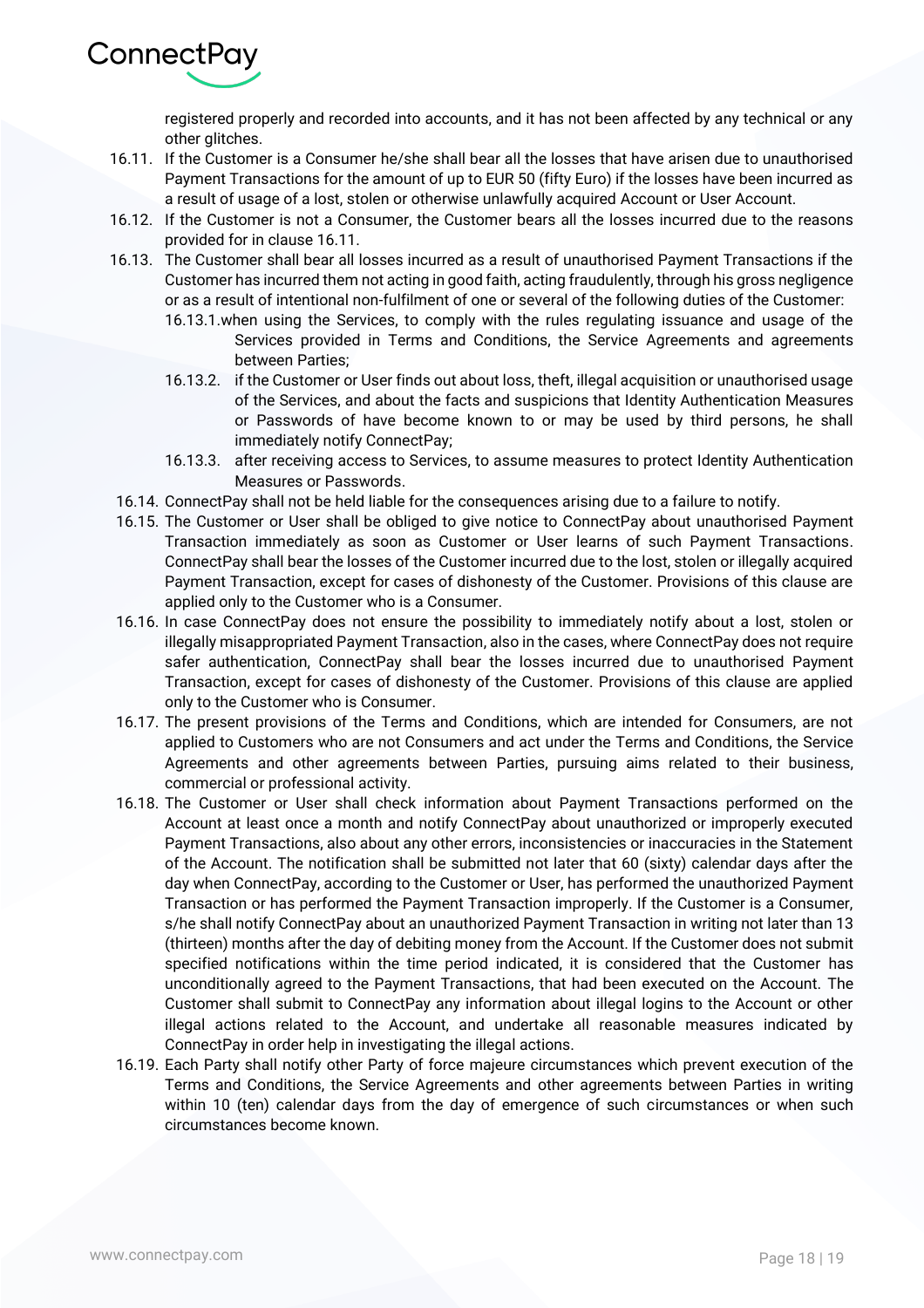registered properly and recorded into accounts, and it has not been affected by any technical or any other glitches.

16.11. If the Customer is a Consumer he/she shall bear all the losses that have arisen due to unauthorised Payment Transactions for the amount of up to EUR 50 (fifty Euro) if the losses have been incurred as a result of usage of a lost, stolen or otherwise unlawfully acquired Account or User Account.

16.12. If the Customer is not a Consumer, the Customer bears all the losses incurred due to the reasons provided for in clause 16.11.

16.13. The Customer shall bear all losses incurred as a result of unauthorised Payment Transactions if the Customer has incurred them not acting in good faith, acting fraudulently, through his gross negligence or as a result of intentional non-fulfilment of one or several of the following duties of the Customer:

16.13.1. when using the Services, to comply with the rules regulating issuance and usage of the Services provided in Terms and Conditions, the Service Agreements and agreements between Parties;

16.13.2. if the Customer or User finds out about loss, theft, illegal acquisition or unauthorised usage of the Services, and about the facts and suspicions that Identity Authentication Measures or Passwords of have become known to or may be used by third persons, he shall immediately notify ConnectPay;

16.13.3. after receiving access to Services, to assume measures to protect Identity Authentication Measures or Passwords.

16.14. ConnectPay shall not be held liable for the consequences arising due to a failure to notify.

16.15. The Customer or User shall be obliged to give notice to ConnectPay about unauthorised Payment Transaction immediately as soon as Customer or User learns of such Payment Transactions. ConnectPay shall bear the losses of the Customer incurred due to the lost, stolen or illegally acquired Payment Transaction, except for cases of dishonesty of the Customer. Provisions of this clause are applied only to the Customer who is a Consumer.

16.16. In case ConnectPay does not ensure the possibility to immediately notify about a lost, stolen or illegally misappropriated Payment Transaction, also in the cases, where ConnectPay does not require safer authentication, ConnectPay shall bear the losses incurred due to unauthorised Payment Transaction, except for cases of dishonesty of the Customer. Provisions of this clause are applied only to the Customer who is Consumer.

16.17. The present provisions of the Terms and Conditions, which are intended for Consumers, are not applied to Customers who are not Consumers and act under the Terms and Conditions, the Service Agreements and other agreements between Parties, pursuing aims related to their business, commercial or professional activity.

16.18. The Customer or User shall check information about Payment Transactions performed on the Account at least once a month and notify ConnectPay about unauthorized or improperly executed Payment Transactions, also about any other errors, inconsistencies or inaccuracies in the Statement of the Account. The notification shall be submitted not later that 60 (sixty) calendar days after the day when ConnectPay, according to the Customer or User, has performed the unauthorized Payment Transaction or has performed the Payment Transaction improperly. If the Customer is a Consumer, s/he shall notify ConnectPay about an unauthorized Payment Transaction in writing not later than 13 (thirteen) months after the day of debiting money from the Account. If the Customer does not submit specified notifications within the time period indicated, it is considered that the Customer has unconditionally agreed to the Payment Transactions, that had been executed on the Account. The Customer shall submit to ConnectPay any information about illegal logins to the Account or other illegal actions related to the Account, and undertake all reasonable measures indicated by ConnectPay in order help in investigating the illegal actions.

16.19. Each Party shall notify other Party of force majeure circumstances which prevent execution of the Terms and Conditions, the Service Agreements and other agreements between Parties in writing within 10 (ten) calendar days from the day of emergence of such circumstances or when such circumstances become known.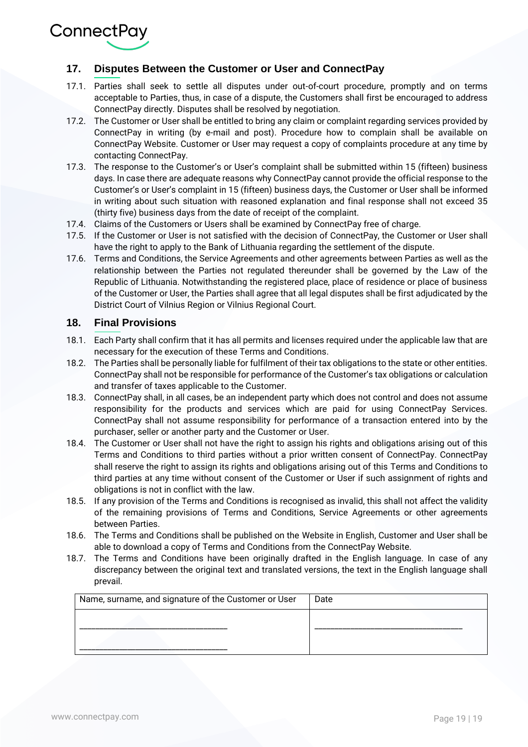## 17. Disputes Between the Customer or User and ConnectPay

17.1. Parties shall seek to settle all disputes under out-of-court procedure, promptly and on terms acceptable to Parties, thus, in case of a dispute, the Customers shall first be encouraged to address ConnectPay directly. Disputes shall be resolved by negotiation.

17.2. The Customer or User shall be entitled to bring any claim or complaint regarding services provided by ConnectPay in writing (by e-mail and post). Procedure how to complain shall be available on ConnectPay Website. Customer or User may request a copy of complaints procedure at any time by contacting ConnectPay.

17.3. The response to the Customer's or User's complaint shall be submitted within 15 (fifteen) business days. In case there are adequate reasons why ConnectPay cannot provide the official response to the Customer's or User's complaint in 15 (fifteen) business days, the Customer or User shall be informed in writing about such situation with reasoned explanation and final response shall not exceed 35 (thirty five) business days from the date of receipt of the complaint.

17.4. Claims of the Customers or Users shall be examined by ConnectPay free of charge.

17.5. If the Customer or User is not satisfied with the decision of ConnectPay, the Customer or User shall have the right to apply to the Bank of Lithuania regarding the settlement of the dispute.

17.6. Terms and Conditions, the Service Agreements and other agreements between Parties as well as the relationship between the Parties not regulated thereunder shall be governed by the Law of the Republic of Lithuania. Notwithstanding the registered place, place of residence or place of business of the Customer or User, the Parties shall agree that all legal disputes shall be first adjudicated by the District Court of Vilnius Region or Vilnius Regional Court.

## 18. Final Provisions

18.1. Each Party shall confirm that it has all permits and licenses required under the applicable law that are necessary for the execution of these Terms and Conditions.

18.2. The Parties shall be personally liable for fulfilment of their tax obligations to the state or other entities. ConnectPay shall not be responsible for performance of the Customer's tax obligations or calculation and transfer of taxes applicable to the Customer.

18.3. ConnectPay shall, in all cases, be an independent party which does not control and does not assume responsibility for the products and services which are paid for using ConnectPay Services. ConnectPay shall not assume responsibility for performance of a transaction entered into by the purchaser, seller or another party and the Customer or User.

18.4. The Customer or User shall not have the right to assign his rights and obligations arising out of this Terms and Conditions to third parties without a prior written consent of ConnectPay. ConnectPay shall reserve the right to assign its rights and obligations arising out of this Terms and Conditions to third parties at any time without consent of the Customer or User if such assignment of rights and obligations is not in conflict with the law.

18.5. If any provision of the Terms and Conditions is recognised as invalid, this shall not affect the validity of the remaining provisions of Terms and Conditions, Service Agreements or other agreements between Parties.

18.6. The Terms and Conditions shall be published on the Website in English, Customer and User shall be able to download a copy of Terms and Conditions from the ConnectPay Website.

18.7. The Terms and Conditions have been originally drafted in the English language. In case of any discrepancy between the original text and translated versions, the text in the English language shall prevail.

| Name, surname, and signature of the Customer or User | Date |
| --- | --- |
| ______________________________<br><br>______________________________ | ______________________________ |